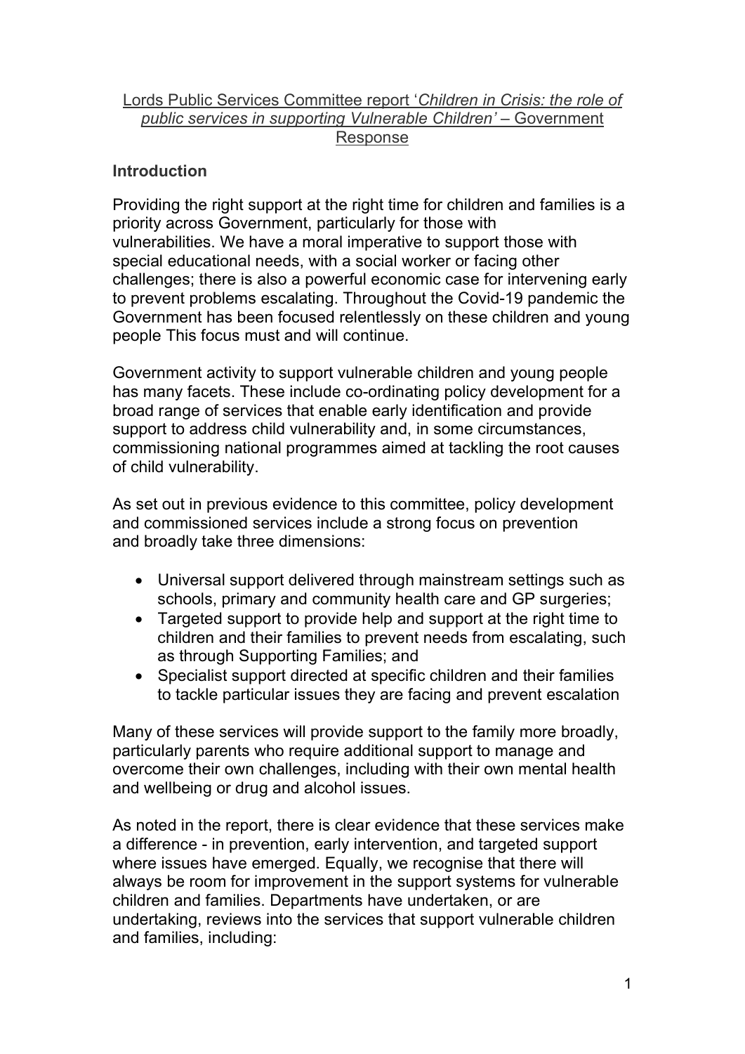Lords Public Services Committee report '*Children in Crisis: the role of public services in supporting Vulnerable Children'* – Government Response

## Introduction

Providing the right support at the right time for children and families is a priority across Government, particularly for those with vulnerabilities. We have a moral imperative to support those with special educational needs, with a social worker or facing other challenges; there is also a powerful economic case for intervening early to prevent problems escalating. Throughout the Covid-19 pandemic the Government has been focused relentlessly on these children and young people This focus must and will continue.

Government activity to support vulnerable children and young people has many facets. These include co-ordinating policy development for a broad range of services that enable early identification and provide support to address child vulnerability and, in some circumstances, commissioning national programmes aimed at tackling the root causes of child vulnerability.

As set out in previous evidence to this committee, policy development and commissioned services include a strong focus on prevention and broadly take three dimensions:

- Universal support delivered through mainstream settings such as schools, primary and community health care and GP surgeries;
- Targeted support to provide help and support at the right time to children and their families to prevent needs from escalating, such as through Supporting Families; and
- Specialist support directed at specific children and their families to tackle particular issues they are facing and prevent escalation

Many of these services will provide support to the family more broadly, particularly parents who require additional support to manage and overcome their own challenges, including with their own mental health and wellbeing or drug and alcohol issues.

As noted in the report, there is clear evidence that these services make a difference - in prevention, early intervention, and targeted support where issues have emerged. Equally, we recognise that there will always be room for improvement in the support systems for vulnerable children and families. Departments have undertaken, or are undertaking, reviews into the services that support vulnerable children and families, including: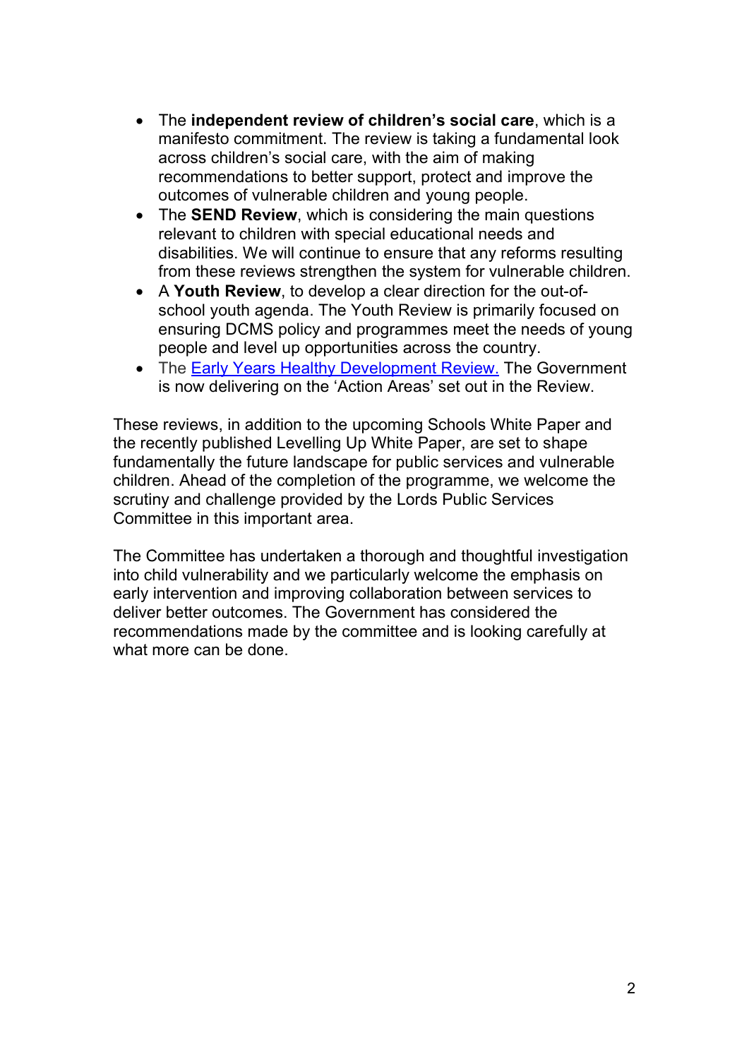- The **independent review of children's social care**, which is a manifesto commitment. The review is taking a fundamental look across children's social care, with the aim of making recommendations to better support, protect and improve the outcomes of vulnerable children and young people.
- The **SEND Review**, which is considering the main questions relevant to children with special educational needs and disabilities. We will continue to ensure that any reforms resulting from these reviews strengthen the system for vulnerable children.
- A **Youth Review**, to develop a clear direction for the out-of-school youth agenda. The Youth Review is primarily focused on ensuring DCMS policy and programmes meet the needs of young people and level up opportunities across the country.
- The Early Years Healthy Development Review. The Government is now delivering on the 'Action Areas' set out in the Review.

These reviews, in addition to the upcoming Schools White Paper and the recently published Levelling Up White Paper, are set to shape fundamentally the future landscape for public services and vulnerable children. Ahead of the completion of the programme, we welcome the scrutiny and challenge provided by the Lords Public Services Committee in this important area.

The Committee has undertaken a thorough and thoughtful investigation into child vulnerability and we particularly welcome the emphasis on early intervention and improving collaboration between services to deliver better outcomes. The Government has considered the recommendations made by the committee and is looking carefully at what more can be done.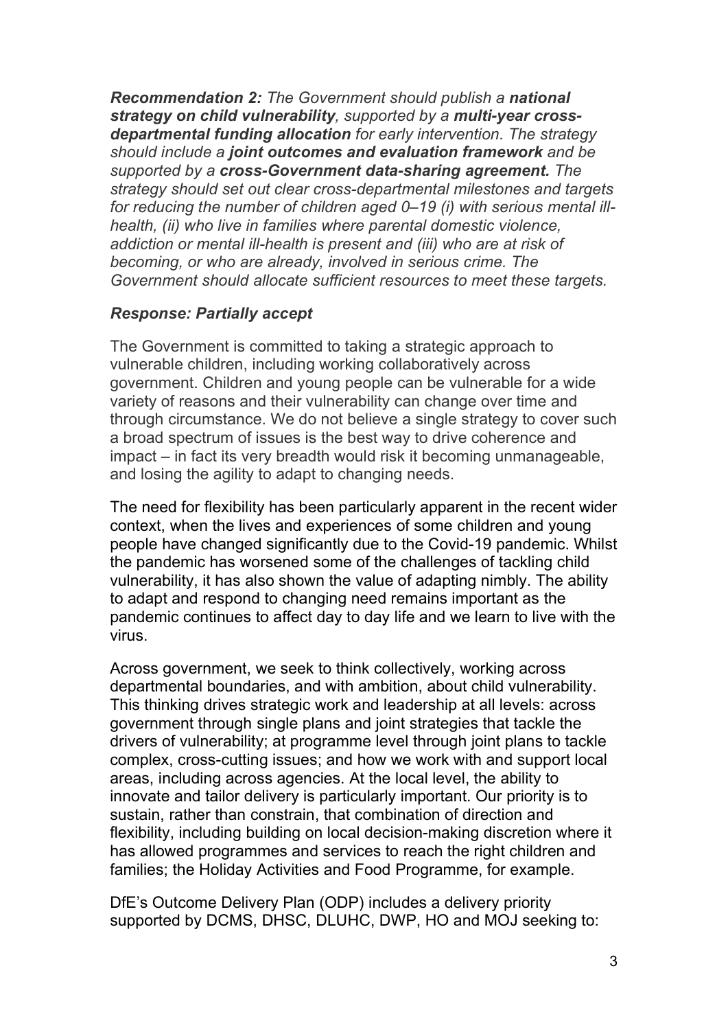***Recommendation 2:*** *The Government should publish a* ***national strategy on child vulnerability****, supported by a* ***multi-year cross-departmental funding allocation*** *for early intervention. The strategy should include a* ***joint outcomes and evaluation framework*** *and be supported by a* ***cross-Government data-sharing agreement.*** *The strategy should set out clear cross-departmental milestones and targets for reducing the number of children aged 0–19 (i) with serious mental ill-health, (ii) who live in families where parental domestic violence, addiction or mental ill-health is present and (iii) who are at risk of becoming, or who are already, involved in serious crime. The Government should allocate sufficient resources to meet these targets.*

***Response: Partially accept***

The Government is committed to taking a strategic approach to vulnerable children, including working collaboratively across government. Children and young people can be vulnerable for a wide variety of reasons and their vulnerability can change over time and through circumstance. We do not believe a single strategy to cover such a broad spectrum of issues is the best way to drive coherence and impact – in fact its very breadth would risk it becoming unmanageable, and losing the agility to adapt to changing needs.

The need for flexibility has been particularly apparent in the recent wider context, when the lives and experiences of some children and young people have changed significantly due to the Covid-19 pandemic. Whilst the pandemic has worsened some of the challenges of tackling child vulnerability, it has also shown the value of adapting nimbly. The ability to adapt and respond to changing need remains important as the pandemic continues to affect day to day life and we learn to live with the virus.

Across government, we seek to think collectively, working across departmental boundaries, and with ambition, about child vulnerability. This thinking drives strategic work and leadership at all levels: across government through single plans and joint strategies that tackle the drivers of vulnerability; at programme level through joint plans to tackle complex, cross-cutting issues; and how we work with and support local areas, including across agencies. At the local level, the ability to innovate and tailor delivery is particularly important. Our priority is to sustain, rather than constrain, that combination of direction and flexibility, including building on local decision-making discretion where it has allowed programmes and services to reach the right children and families; the Holiday Activities and Food Programme, for example.

DfE's Outcome Delivery Plan (ODP) includes a delivery priority supported by DCMS, DHSC, DLUHC, DWP, HO and MOJ seeking to: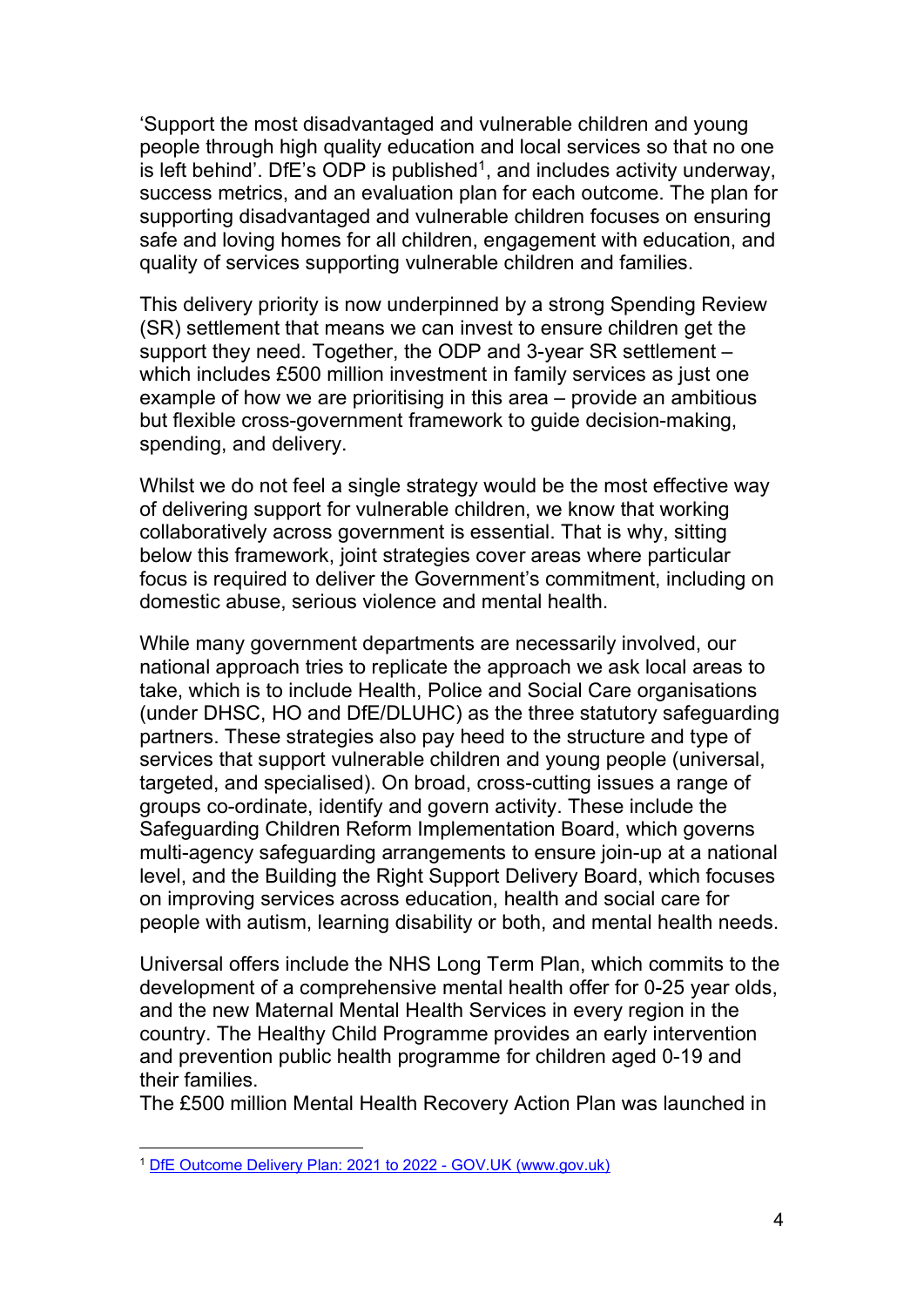'Support the most disadvantaged and vulnerable children and young people through high quality education and local services so that no one is left behind'. DfE's ODP is published[1], and includes activity underway, success metrics, and an evaluation plan for each outcome. The plan for supporting disadvantaged and vulnerable children focuses on ensuring safe and loving homes for all children, engagement with education, and quality of services supporting vulnerable children and families.

This delivery priority is now underpinned by a strong Spending Review (SR) settlement that means we can invest to ensure children get the support they need. Together, the ODP and 3-year SR settlement – which includes £500 million investment in family services as just one example of how we are prioritising in this area – provide an ambitious but flexible cross-government framework to guide decision-making, spending, and delivery.

Whilst we do not feel a single strategy would be the most effective way of delivering support for vulnerable children, we know that working collaboratively across government is essential. That is why, sitting below this framework, joint strategies cover areas where particular focus is required to deliver the Government's commitment, including on domestic abuse, serious violence and mental health.

While many government departments are necessarily involved, our national approach tries to replicate the approach we ask local areas to take, which is to include Health, Police and Social Care organisations (under DHSC, HO and DfE/DLUHC) as the three statutory safeguarding partners. These strategies also pay heed to the structure and type of services that support vulnerable children and young people (universal, targeted, and specialised). On broad, cross-cutting issues a range of groups co-ordinate, identify and govern activity. These include the Safeguarding Children Reform Implementation Board, which governs multi-agency safeguarding arrangements to ensure join-up at a national level, and the Building the Right Support Delivery Board, which focuses on improving services across education, health and social care for people with autism, learning disability or both, and mental health needs.

Universal offers include the NHS Long Term Plan, which commits to the development of a comprehensive mental health offer for 0-25 year olds, and the new Maternal Mental Health Services in every region in the country. The Healthy Child Programme provides an early intervention and prevention public health programme for children aged 0-19 and their families.

The £500 million Mental Health Recovery Action Plan was launched in

[1] [DfE Outcome Delivery Plan: 2021 to 2022 - GOV.UK (www.gov.uk)](https://www.gov.uk)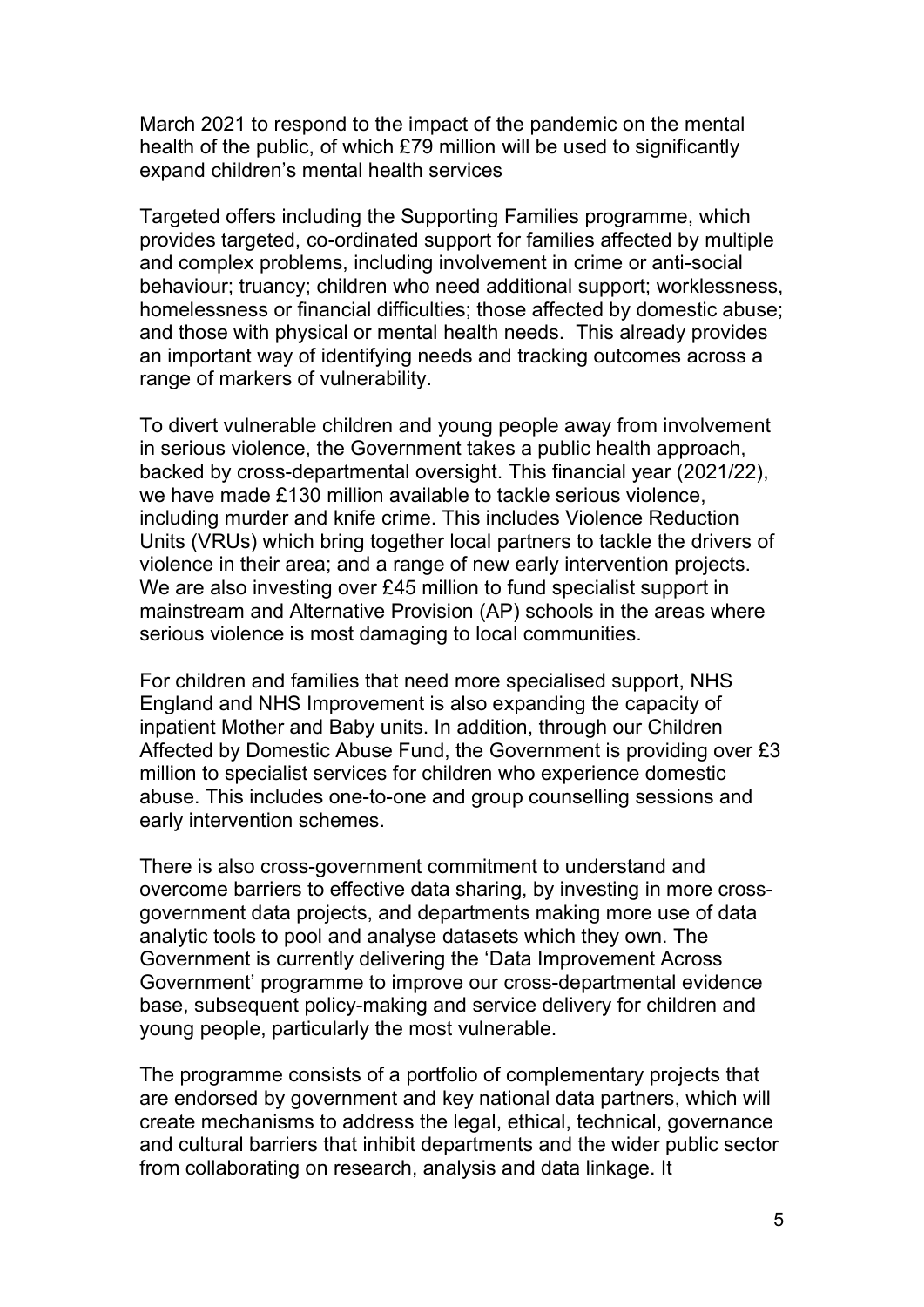March 2021 to respond to the impact of the pandemic on the mental health of the public, of which £79 million will be used to significantly expand children's mental health services

Targeted offers including the Supporting Families programme, which provides targeted, co-ordinated support for families affected by multiple and complex problems, including involvement in crime or anti-social behaviour; truancy; children who need additional support; worklessness, homelessness or financial difficulties; those affected by domestic abuse; and those with physical or mental health needs. This already provides an important way of identifying needs and tracking outcomes across a range of markers of vulnerability.

To divert vulnerable children and young people away from involvement in serious violence, the Government takes a public health approach, backed by cross-departmental oversight. This financial year (2021/22), we have made £130 million available to tackle serious violence, including murder and knife crime. This includes Violence Reduction Units (VRUs) which bring together local partners to tackle the drivers of violence in their area; and a range of new early intervention projects. We are also investing over £45 million to fund specialist support in mainstream and Alternative Provision (AP) schools in the areas where serious violence is most damaging to local communities.

For children and families that need more specialised support, NHS England and NHS Improvement is also expanding the capacity of inpatient Mother and Baby units. In addition, through our Children Affected by Domestic Abuse Fund, the Government is providing over £3 million to specialist services for children who experience domestic abuse. This includes one-to-one and group counselling sessions and early intervention schemes.

There is also cross-government commitment to understand and overcome barriers to effective data sharing, by investing in more cross-government data projects, and departments making more use of data analytic tools to pool and analyse datasets which they own. The Government is currently delivering the 'Data Improvement Across Government' programme to improve our cross-departmental evidence base, subsequent policy-making and service delivery for children and young people, particularly the most vulnerable.

The programme consists of a portfolio of complementary projects that are endorsed by government and key national data partners, which will create mechanisms to address the legal, ethical, technical, governance and cultural barriers that inhibit departments and the wider public sector from collaborating on research, analysis and data linkage. It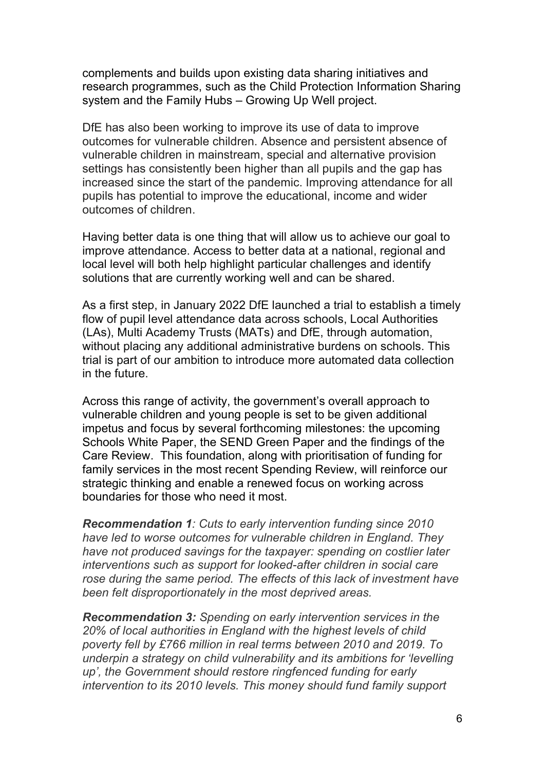complements and builds upon existing data sharing initiatives and research programmes, such as the Child Protection Information Sharing system and the Family Hubs – Growing Up Well project.

DfE has also been working to improve its use of data to improve outcomes for vulnerable children. Absence and persistent absence of vulnerable children in mainstream, special and alternative provision settings has consistently been higher than all pupils and the gap has increased since the start of the pandemic. Improving attendance for all pupils has potential to improve the educational, income and wider outcomes of children.

Having better data is one thing that will allow us to achieve our goal to improve attendance. Access to better data at a national, regional and local level will both help highlight particular challenges and identify solutions that are currently working well and can be shared.

As a first step, in January 2022 DfE launched a trial to establish a timely flow of pupil level attendance data across schools, Local Authorities (LAs), Multi Academy Trusts (MATs) and DfE, through automation, without placing any additional administrative burdens on schools. This trial is part of our ambition to introduce more automated data collection in the future.

Across this range of activity, the government's overall approach to vulnerable children and young people is set to be given additional impetus and focus by several forthcoming milestones: the upcoming Schools White Paper, the SEND Green Paper and the findings of the Care Review. This foundation, along with prioritisation of funding for family services in the most recent Spending Review, will reinforce our strategic thinking and enable a renewed focus on working across boundaries for those who need it most.

***Recommendation 1****: Cuts to early intervention funding since 2010 have led to worse outcomes for vulnerable children in England. They have not produced savings for the taxpayer: spending on costlier later interventions such as support for looked-after children in social care rose during the same period. The effects of this lack of investment have been felt disproportionately in the most deprived areas.*

***Recommendation 3:*** *Spending on early intervention services in the 20% of local authorities in England with the highest levels of child poverty fell by £766 million in real terms between 2010 and 2019. To underpin a strategy on child vulnerability and its ambitions for 'levelling up', the Government should restore ringfenced funding for early intervention to its 2010 levels. This money should fund family support*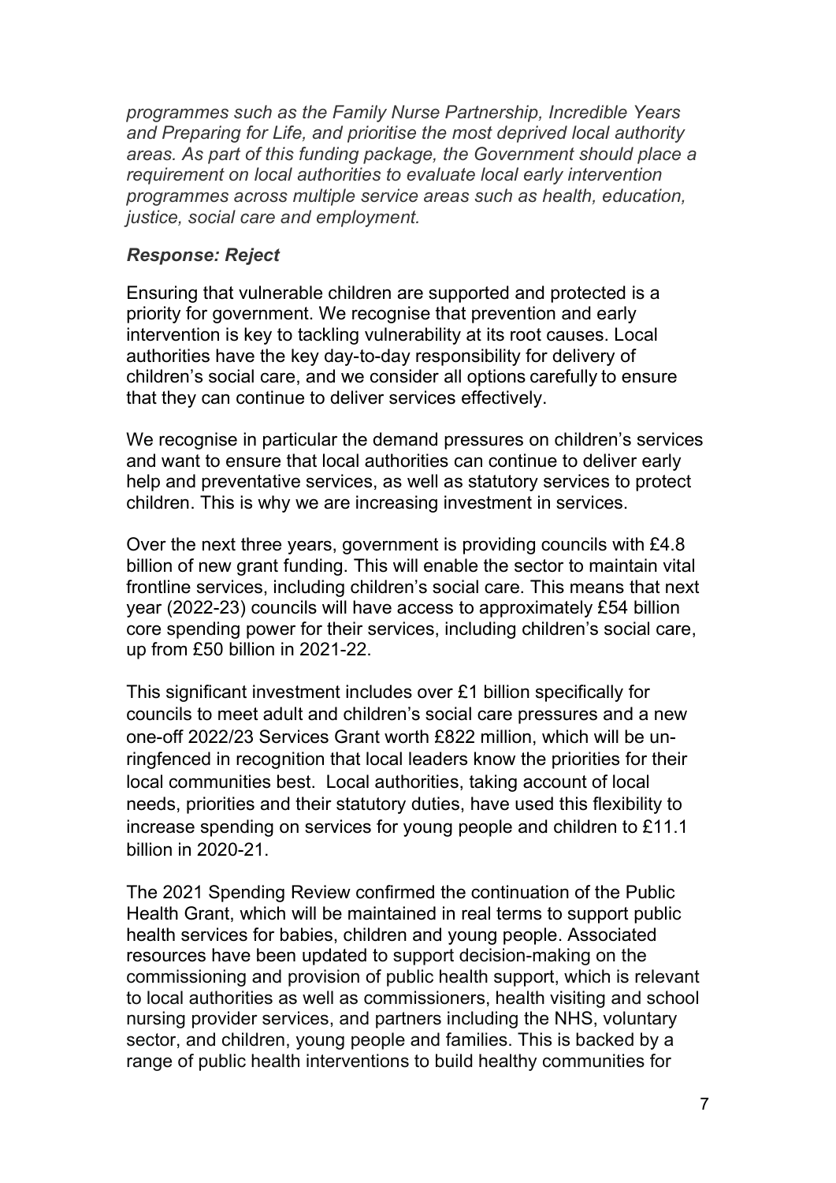*programmes such as the Family Nurse Partnership, Incredible Years and Preparing for Life, and prioritise the most deprived local authority areas. As part of this funding package, the Government should place a requirement on local authorities to evaluate local early intervention programmes across multiple service areas such as health, education, justice, social care and employment.*

***Response: Reject***

Ensuring that vulnerable children are supported and protected is a priority for government. We recognise that prevention and early intervention is key to tackling vulnerability at its root causes. Local authorities have the key day-to-day responsibility for delivery of children's social care, and we consider all options carefully to ensure that they can continue to deliver services effectively.

We recognise in particular the demand pressures on children's services and want to ensure that local authorities can continue to deliver early help and preventative services, as well as statutory services to protect children. This is why we are increasing investment in services.

Over the next three years, government is providing councils with £4.8 billion of new grant funding. This will enable the sector to maintain vital frontline services, including children's social care. This means that next year (2022-23) councils will have access to approximately £54 billion core spending power for their services, including children's social care, up from £50 billion in 2021-22.

This significant investment includes over £1 billion specifically for councils to meet adult and children's social care pressures and a new one-off 2022/23 Services Grant worth £822 million, which will be un-ringfenced in recognition that local leaders know the priorities for their local communities best. Local authorities, taking account of local needs, priorities and their statutory duties, have used this flexibility to increase spending on services for young people and children to £11.1 billion in 2020-21.

The 2021 Spending Review confirmed the continuation of the Public Health Grant, which will be maintained in real terms to support public health services for babies, children and young people. Associated resources have been updated to support decision-making on the commissioning and provision of public health support, which is relevant to local authorities as well as commissioners, health visiting and school nursing provider services, and partners including the NHS, voluntary sector, and children, young people and families. This is backed by a range of public health interventions to build healthy communities for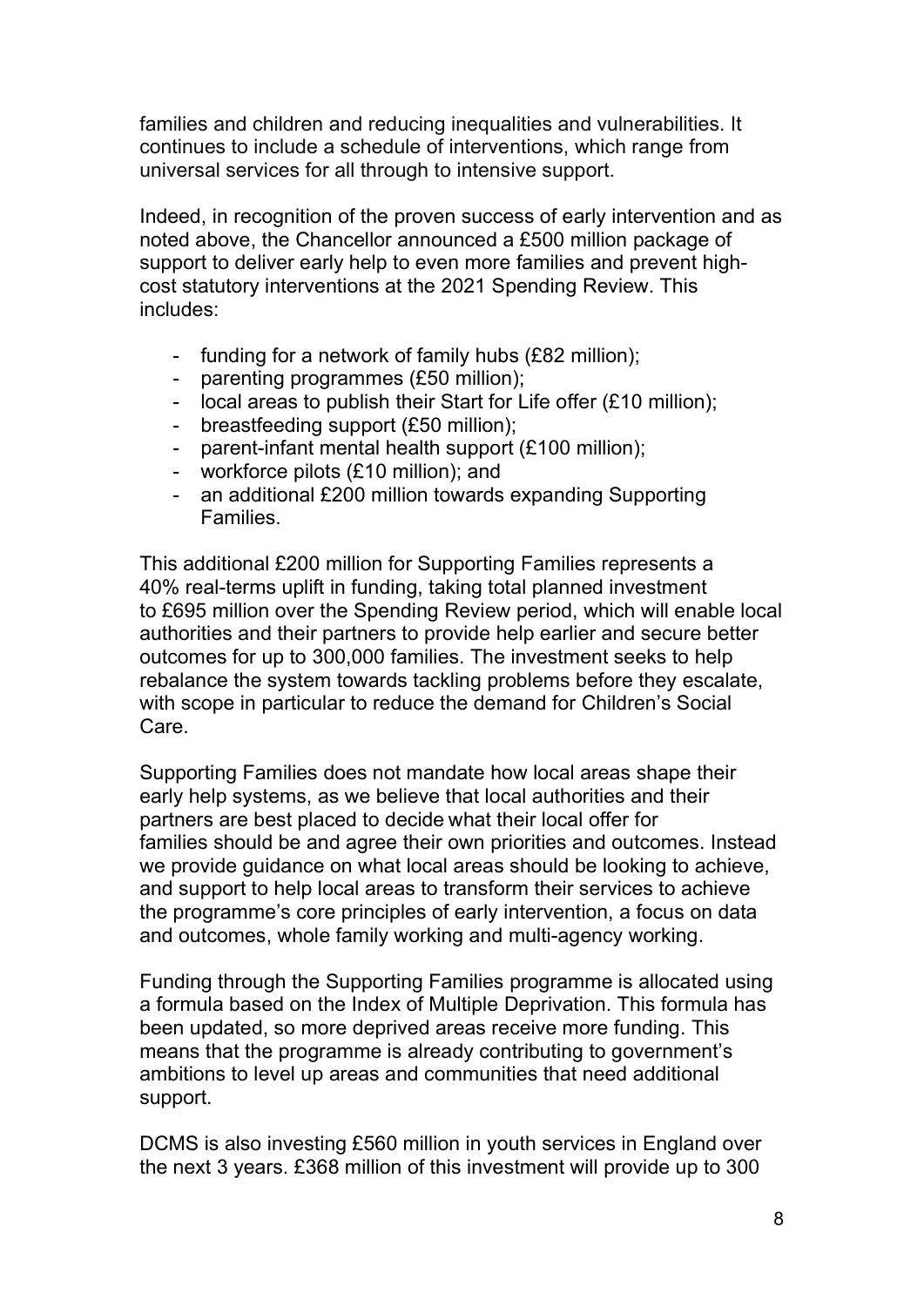families and children and reducing inequalities and vulnerabilities. It continues to include a schedule of interventions, which range from universal services for all through to intensive support.

Indeed, in recognition of the proven success of early intervention and as noted above, the Chancellor announced a £500 million package of support to deliver early help to even more families and prevent high-cost statutory interventions at the 2021 Spending Review. This includes:

- funding for a network of family hubs (£82 million);
- parenting programmes (£50 million);
- local areas to publish their Start for Life offer (£10 million);
- breastfeeding support (£50 million);
- parent-infant mental health support (£100 million);
- workforce pilots (£10 million); and
- an additional £200 million towards expanding Supporting Families.

This additional £200 million for Supporting Families represents a 40% real-terms uplift in funding, taking total planned investment to £695 million over the Spending Review period, which will enable local authorities and their partners to provide help earlier and secure better outcomes for up to 300,000 families. The investment seeks to help rebalance the system towards tackling problems before they escalate, with scope in particular to reduce the demand for Children's Social Care.

Supporting Families does not mandate how local areas shape their early help systems, as we believe that local authorities and their partners are best placed to decide what their local offer for families should be and agree their own priorities and outcomes. Instead we provide guidance on what local areas should be looking to achieve, and support to help local areas to transform their services to achieve the programme's core principles of early intervention, a focus on data and outcomes, whole family working and multi-agency working.

Funding through the Supporting Families programme is allocated using a formula based on the Index of Multiple Deprivation. This formula has been updated, so more deprived areas receive more funding. This means that the programme is already contributing to government's ambitions to level up areas and communities that need additional support.

DCMS is also investing £560 million in youth services in England over the next 3 years. £368 million of this investment will provide up to 300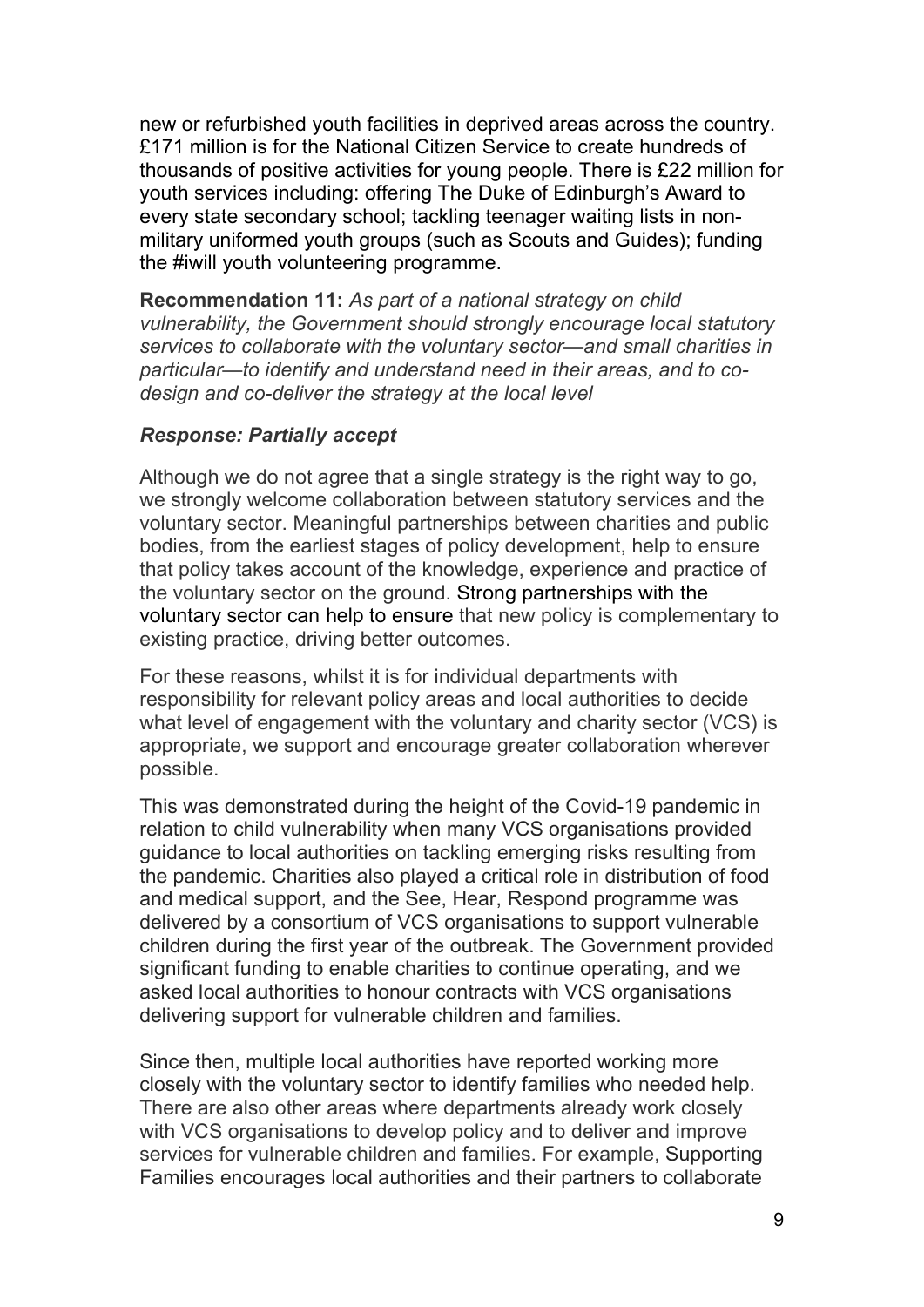new or refurbished youth facilities in deprived areas across the country. £171 million is for the National Citizen Service to create hundreds of thousands of positive activities for young people. There is £22 million for youth services including: offering The Duke of Edinburgh's Award to every state secondary school; tackling teenager waiting lists in non-military uniformed youth groups (such as Scouts and Guides); funding the #iwill youth volunteering programme.

**Recommendation 11:** *As part of a national strategy on child vulnerability, the Government should strongly encourage local statutory services to collaborate with the voluntary sector—and small charities in particular—to identify and understand need in their areas, and to co-design and co-deliver the strategy at the local level*

***Response: Partially accept***

Although we do not agree that a single strategy is the right way to go, we strongly welcome collaboration between statutory services and the voluntary sector. Meaningful partnerships between charities and public bodies, from the earliest stages of policy development, help to ensure that policy takes account of the knowledge, experience and practice of the voluntary sector on the ground. Strong partnerships with the voluntary sector can help to ensure that new policy is complementary to existing practice, driving better outcomes.

For these reasons, whilst it is for individual departments with responsibility for relevant policy areas and local authorities to decide what level of engagement with the voluntary and charity sector (VCS) is appropriate, we support and encourage greater collaboration wherever possible.

This was demonstrated during the height of the Covid-19 pandemic in relation to child vulnerability when many VCS organisations provided guidance to local authorities on tackling emerging risks resulting from the pandemic. Charities also played a critical role in distribution of food and medical support, and the See, Hear, Respond programme was delivered by a consortium of VCS organisations to support vulnerable children during the first year of the outbreak. The Government provided significant funding to enable charities to continue operating, and we asked local authorities to honour contracts with VCS organisations delivering support for vulnerable children and families.

Since then, multiple local authorities have reported working more closely with the voluntary sector to identify families who needed help. There are also other areas where departments already work closely with VCS organisations to develop policy and to deliver and improve services for vulnerable children and families. For example, Supporting Families encourages local authorities and their partners to collaborate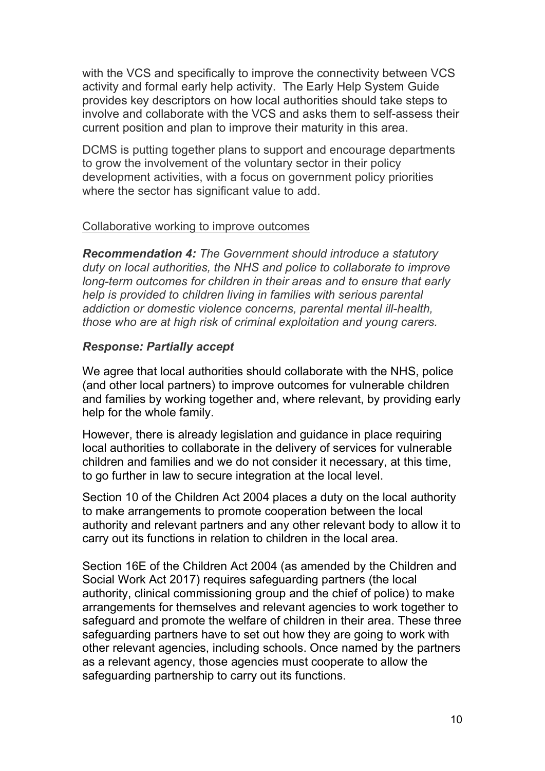with the VCS and specifically to improve the connectivity between VCS activity and formal early help activity. The Early Help System Guide provides key descriptors on how local authorities should take steps to involve and collaborate with the VCS and asks them to self-assess their current position and plan to improve their maturity in this area.

DCMS is putting together plans to support and encourage departments to grow the involvement of the voluntary sector in their policy development activities, with a focus on government policy priorities where the sector has significant value to add.

<u>Collaborative working to improve outcomes</u>

***Recommendation 4:*** *The Government should introduce a statutory duty on local authorities, the NHS and police to collaborate to improve long-term outcomes for children in their areas and to ensure that early help is provided to children living in families with serious parental addiction or domestic violence concerns, parental mental ill-health, those who are at high risk of criminal exploitation and young carers.*

***Response: Partially accept***

We agree that local authorities should collaborate with the NHS, police (and other local partners) to improve outcomes for vulnerable children and families by working together and, where relevant, by providing early help for the whole family.

However, there is already legislation and guidance in place requiring local authorities to collaborate in the delivery of services for vulnerable children and families and we do not consider it necessary, at this time, to go further in law to secure integration at the local level.

Section 10 of the Children Act 2004 places a duty on the local authority to make arrangements to promote cooperation between the local authority and relevant partners and any other relevant body to allow it to carry out its functions in relation to children in the local area.

Section 16E of the Children Act 2004 (as amended by the Children and Social Work Act 2017) requires safeguarding partners (the local authority, clinical commissioning group and the chief of police) to make arrangements for themselves and relevant agencies to work together to safeguard and promote the welfare of children in their area. These three safeguarding partners have to set out how they are going to work with other relevant agencies, including schools. Once named by the partners as a relevant agency, those agencies must cooperate to allow the safeguarding partnership to carry out its functions.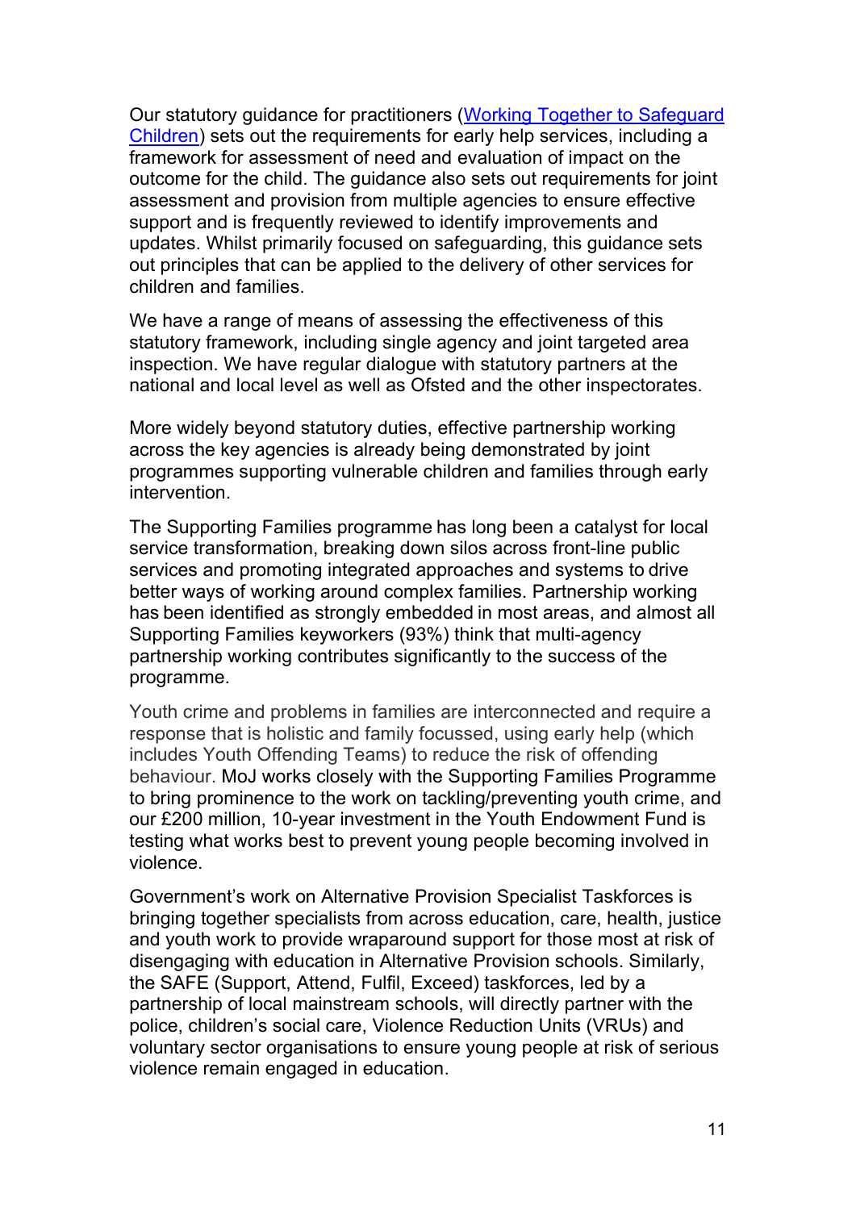Our statutory guidance for practitioners ([Working Together to Safeguard Children](Working Together to Safeguard Children)) sets out the requirements for early help services, including a framework for assessment of need and evaluation of impact on the outcome for the child. The guidance also sets out requirements for joint assessment and provision from multiple agencies to ensure effective support and is frequently reviewed to identify improvements and updates. Whilst primarily focused on safeguarding, this guidance sets out principles that can be applied to the delivery of other services for children and families.

We have a range of means of assessing the effectiveness of this statutory framework, including single agency and joint targeted area inspection. We have regular dialogue with statutory partners at the national and local level as well as Ofsted and the other inspectorates.

More widely beyond statutory duties, effective partnership working across the key agencies is already being demonstrated by joint programmes supporting vulnerable children and families through early intervention.

The Supporting Families programme has long been a catalyst for local service transformation, breaking down silos across front-line public services and promoting integrated approaches and systems to drive better ways of working around complex families. Partnership working has been identified as strongly embedded in most areas, and almost all Supporting Families keyworkers (93%) think that multi-agency partnership working contributes significantly to the success of the programme.

Youth crime and problems in families are interconnected and require a response that is holistic and family focussed, using early help (which includes Youth Offending Teams) to reduce the risk of offending behaviour. MoJ works closely with the Supporting Families Programme to bring prominence to the work on tackling/preventing youth crime, and our £200 million, 10-year investment in the Youth Endowment Fund is testing what works best to prevent young people becoming involved in violence.

Government's work on Alternative Provision Specialist Taskforces is bringing together specialists from across education, care, health, justice and youth work to provide wraparound support for those most at risk of disengaging with education in Alternative Provision schools. Similarly, the SAFE (Support, Attend, Fulfil, Exceed) taskforces, led by a partnership of local mainstream schools, will directly partner with the police, children's social care, Violence Reduction Units (VRUs) and voluntary sector organisations to ensure young people at risk of serious violence remain engaged in education.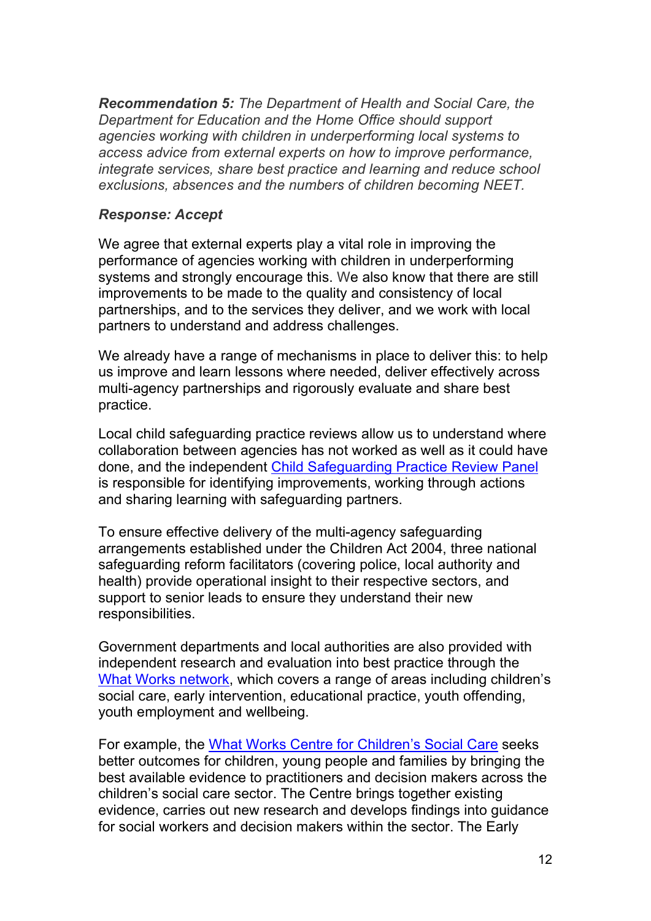***Recommendation 5:*** *The Department of Health and Social Care, the Department for Education and the Home Office should support agencies working with children in underperforming local systems to access advice from external experts on how to improve performance, integrate services, share best practice and learning and reduce school exclusions, absences and the numbers of children becoming NEET.*

***Response: Accept***

We agree that external experts play a vital role in improving the performance of agencies working with children in underperforming systems and strongly encourage this. We also know that there are still improvements to be made to the quality and consistency of local partnerships, and to the services they deliver, and we work with local partners to understand and address challenges.

We already have a range of mechanisms in place to deliver this: to help us improve and learn lessons where needed, deliver effectively across multi-agency partnerships and rigorously evaluate and share best practice.

Local child safeguarding practice reviews allow us to understand where collaboration between agencies has not worked as well as it could have done, and the independent Child Safeguarding Practice Review Panel is responsible for identifying improvements, working through actions and sharing learning with safeguarding partners.

To ensure effective delivery of the multi-agency safeguarding arrangements established under the Children Act 2004, three national safeguarding reform facilitators (covering police, local authority and health) provide operational insight to their respective sectors, and support to senior leads to ensure they understand their new responsibilities.

Government departments and local authorities are also provided with independent research and evaluation into best practice through the What Works network, which covers a range of areas including children's social care, early intervention, educational practice, youth offending, youth employment and wellbeing.

For example, the What Works Centre for Children's Social Care seeks better outcomes for children, young people and families by bringing the best available evidence to practitioners and decision makers across the children's social care sector. The Centre brings together existing evidence, carries out new research and develops findings into guidance for social workers and decision makers within the sector. The Early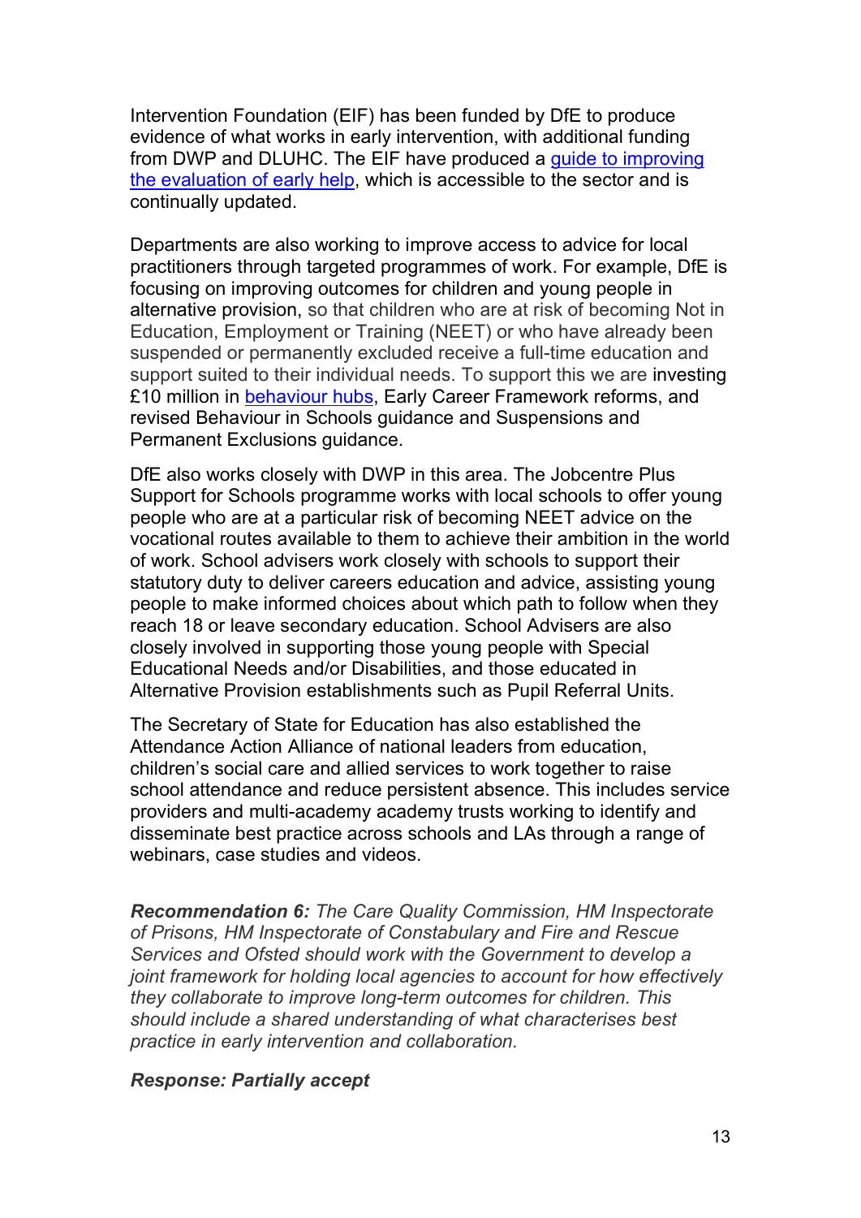Intervention Foundation (EIF) has been funded by DfE to produce evidence of what works in early intervention, with additional funding from DWP and DLUHC. The EIF have produced a [guide to improving the evaluation of early help](), which is accessible to the sector and is continually updated.

Departments are also working to improve access to advice for local practitioners through targeted programmes of work. For example, DfE is focusing on improving outcomes for children and young people in alternative provision, so that children who are at risk of becoming Not in Education, Employment or Training (NEET) or who have already been suspended or permanently excluded receive a full-time education and support suited to their individual needs. To support this we are investing £10 million in [behaviour hubs](), Early Career Framework reforms, and revised Behaviour in Schools guidance and Suspensions and Permanent Exclusions guidance.

DfE also works closely with DWP in this area. The Jobcentre Plus Support for Schools programme works with local schools to offer young people who are at a particular risk of becoming NEET advice on the vocational routes available to them to achieve their ambition in the world of work. School advisers work closely with schools to support their statutory duty to deliver careers education and advice, assisting young people to make informed choices about which path to follow when they reach 18 or leave secondary education. School Advisers are also closely involved in supporting those young people with Special Educational Needs and/or Disabilities, and those educated in Alternative Provision establishments such as Pupil Referral Units.

The Secretary of State for Education has also established the Attendance Action Alliance of national leaders from education, children's social care and allied services to work together to raise school attendance and reduce persistent absence. This includes service providers and multi-academy academy trusts working to identify and disseminate best practice across schools and LAs through a range of webinars, case studies and videos.

***Recommendation 6:*** *The Care Quality Commission, HM Inspectorate of Prisons, HM Inspectorate of Constabulary and Fire and Rescue Services and Ofsted should work with the Government to develop a joint framework for holding local agencies to account for how effectively they collaborate to improve long-term outcomes for children. This should include a shared understanding of what characterises best practice in early intervention and collaboration.*

***Response: Partially accept***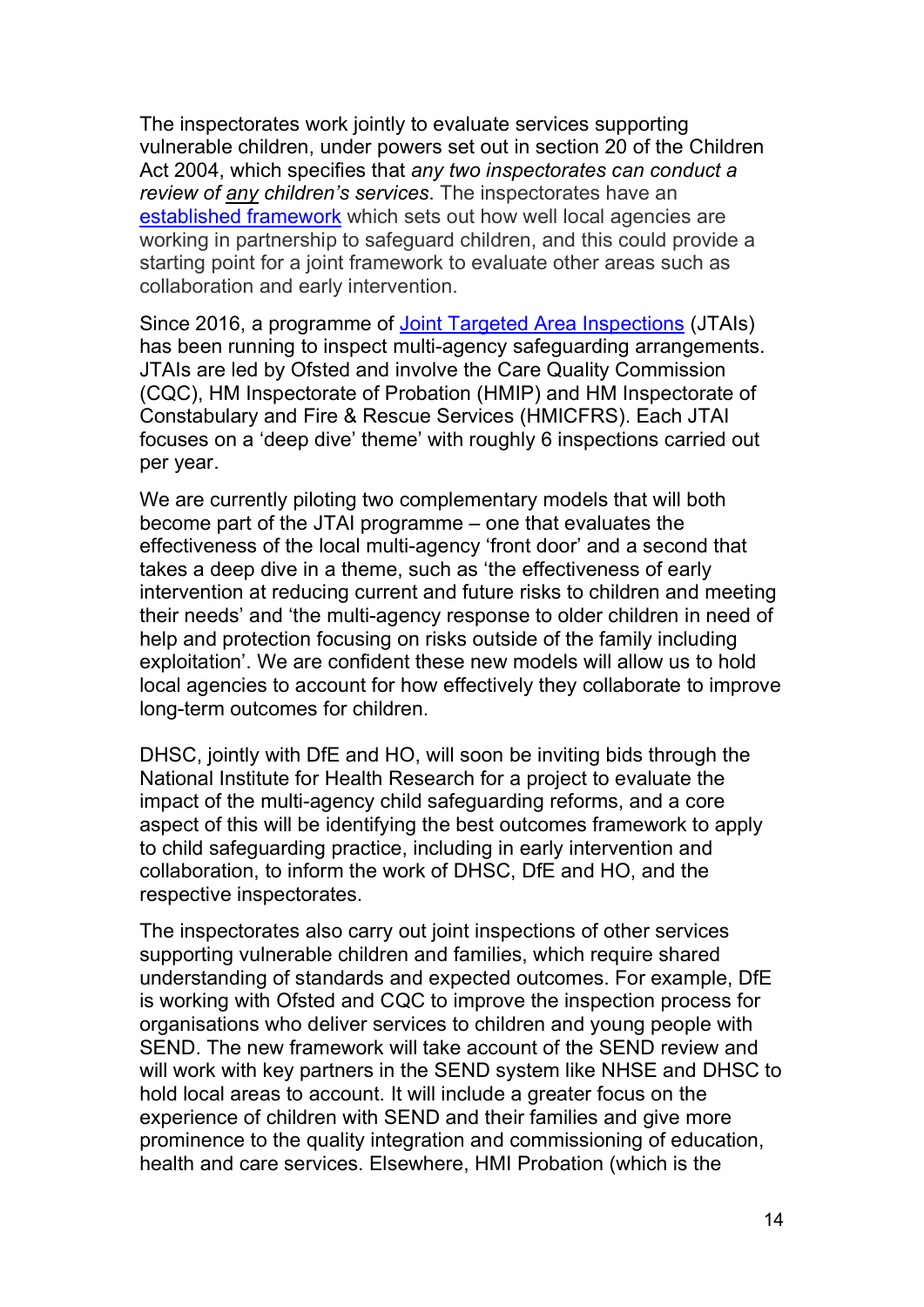The inspectorates work jointly to evaluate services supporting vulnerable children, under powers set out in section 20 of the Children Act 2004, which specifies that *any two inspectorates can conduct a review of <u>any</u> children's services*. The inspectorates have an [established framework](established framework) which sets out how well local agencies are working in partnership to safeguard children, and this could provide a starting point for a joint framework to evaluate other areas such as collaboration and early intervention.

Since 2016, a programme of [Joint Targeted Area Inspections](Joint Targeted Area Inspections) (JTAIs) has been running to inspect multi-agency safeguarding arrangements. JTAIs are led by Ofsted and involve the Care Quality Commission (CQC), HM Inspectorate of Probation (HMIP) and HM Inspectorate of Constabulary and Fire & Rescue Services (HMICFRS). Each JTAI focuses on a 'deep dive' theme' with roughly 6 inspections carried out per year.

We are currently piloting two complementary models that will both become part of the JTAI programme – one that evaluates the effectiveness of the local multi-agency 'front door' and a second that takes a deep dive in a theme, such as 'the effectiveness of early intervention at reducing current and future risks to children and meeting their needs' and 'the multi-agency response to older children in need of help and protection focusing on risks outside of the family including exploitation'. We are confident these new models will allow us to hold local agencies to account for how effectively they collaborate to improve long-term outcomes for children.

DHSC, jointly with DfE and HO, will soon be inviting bids through the National Institute for Health Research for a project to evaluate the impact of the multi-agency child safeguarding reforms, and a core aspect of this will be identifying the best outcomes framework to apply to child safeguarding practice, including in early intervention and collaboration, to inform the work of DHSC, DfE and HO, and the respective inspectorates.

The inspectorates also carry out joint inspections of other services supporting vulnerable children and families, which require shared understanding of standards and expected outcomes. For example, DfE is working with Ofsted and CQC to improve the inspection process for organisations who deliver services to children and young people with SEND. The new framework will take account of the SEND review and will work with key partners in the SEND system like NHSE and DHSC to hold local areas to account. It will include a greater focus on the experience of children with SEND and their families and give more prominence to the quality integration and commissioning of education, health and care services. Elsewhere, HMI Probation (which is the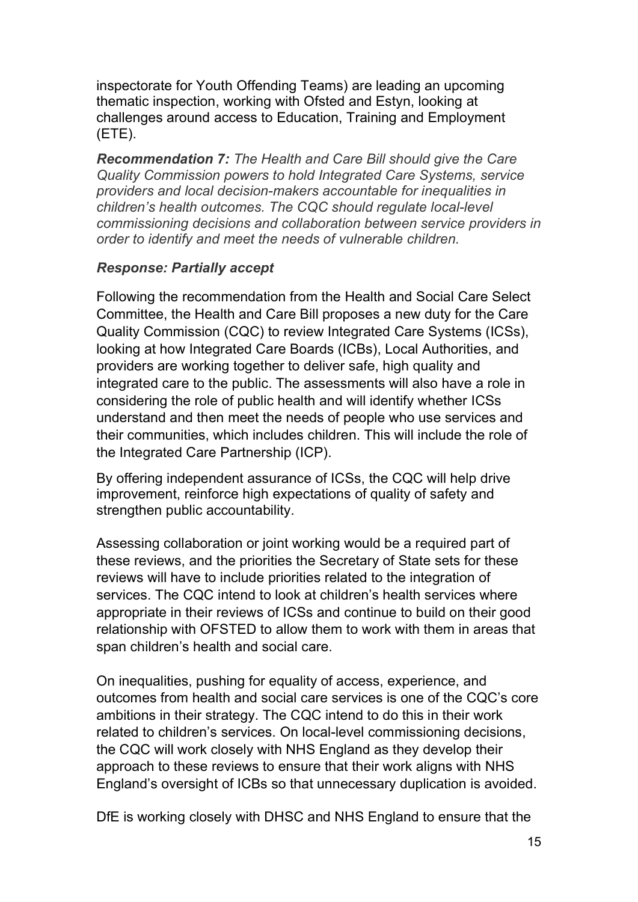inspectorate for Youth Offending Teams) are leading an upcoming thematic inspection, working with Ofsted and Estyn, looking at challenges around access to Education, Training and Employment (ETE).

***Recommendation 7:*** *The Health and Care Bill should give the Care Quality Commission powers to hold Integrated Care Systems, service providers and local decision-makers accountable for inequalities in children's health outcomes. The CQC should regulate local-level commissioning decisions and collaboration between service providers in order to identify and meet the needs of vulnerable children.*

***Response: Partially accept***

Following the recommendation from the Health and Social Care Select Committee, the Health and Care Bill proposes a new duty for the Care Quality Commission (CQC) to review Integrated Care Systems (ICSs), looking at how Integrated Care Boards (ICBs), Local Authorities, and providers are working together to deliver safe, high quality and integrated care to the public. The assessments will also have a role in considering the role of public health and will identify whether ICSs understand and then meet the needs of people who use services and their communities, which includes children. This will include the role of the Integrated Care Partnership (ICP).

By offering independent assurance of ICSs, the CQC will help drive improvement, reinforce high expectations of quality of safety and strengthen public accountability.

Assessing collaboration or joint working would be a required part of these reviews, and the priorities the Secretary of State sets for these reviews will have to include priorities related to the integration of services. The CQC intend to look at children's health services where appropriate in their reviews of ICSs and continue to build on their good relationship with OFSTED to allow them to work with them in areas that span children's health and social care.

On inequalities, pushing for equality of access, experience, and outcomes from health and social care services is one of the CQC's core ambitions in their strategy. The CQC intend to do this in their work related to children's services. On local-level commissioning decisions, the CQC will work closely with NHS England as they develop their approach to these reviews to ensure that their work aligns with NHS England's oversight of ICBs so that unnecessary duplication is avoided.

DfE is working closely with DHSC and NHS England to ensure that the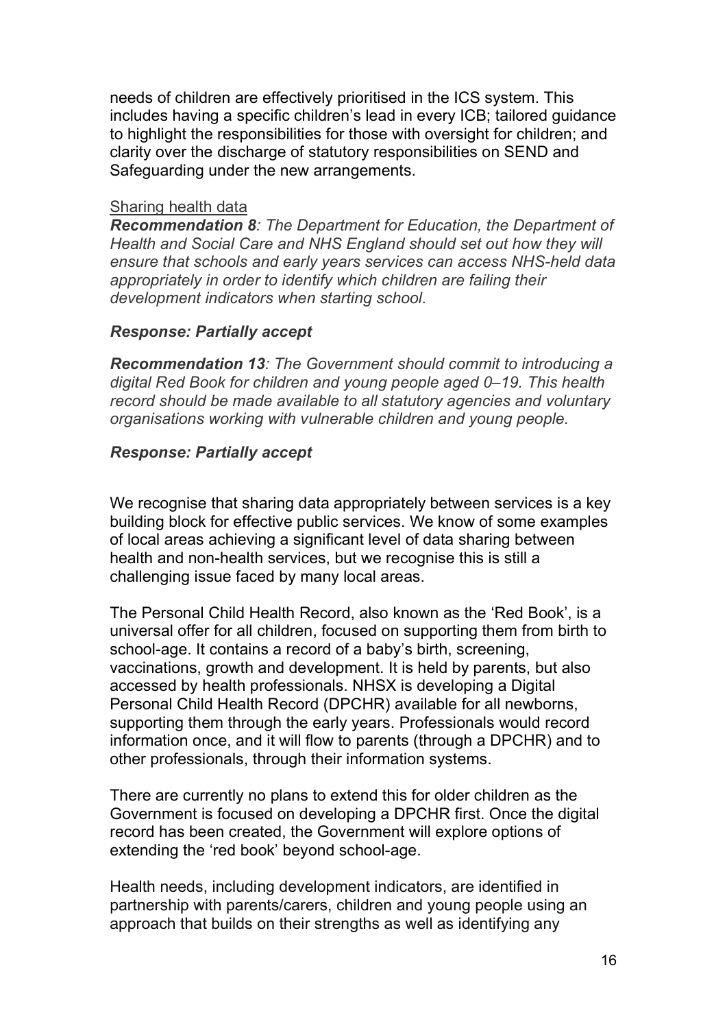needs of children are effectively prioritised in the ICS system. This includes having a specific children's lead in every ICB; tailored guidance to highlight the responsibilities for those with oversight for children; and clarity over the discharge of statutory responsibilities on SEND and Safeguarding under the new arrangements.

Sharing health data

***Recommendation 8****: The Department for Education, the Department of Health and Social Care and NHS England should set out how they will ensure that schools and early years services can access NHS-held data appropriately in order to identify which children are failing their development indicators when starting school.*

***Response: Partially accept***

***Recommendation 13****: The Government should commit to introducing a digital Red Book for children and young people aged 0–19. This health record should be made available to all statutory agencies and voluntary organisations working with vulnerable children and young people.*

***Response: Partially accept***

We recognise that sharing data appropriately between services is a key building block for effective public services. We know of some examples of local areas achieving a significant level of data sharing between health and non-health services, but we recognise this is still a challenging issue faced by many local areas.

The Personal Child Health Record, also known as the 'Red Book', is a universal offer for all children, focused on supporting them from birth to school-age. It contains a record of a baby's birth, screening, vaccinations, growth and development. It is held by parents, but also accessed by health professionals. NHSX is developing a Digital Personal Child Health Record (DPCHR) available for all newborns, supporting them through the early years. Professionals would record information once, and it will flow to parents (through a DPCHR) and to other professionals, through their information systems.

There are currently no plans to extend this for older children as the Government is focused on developing a DPCHR first. Once the digital record has been created, the Government will explore options of extending the 'red book' beyond school-age.

Health needs, including development indicators, are identified in partnership with parents/carers, children and young people using an approach that builds on their strengths as well as identifying any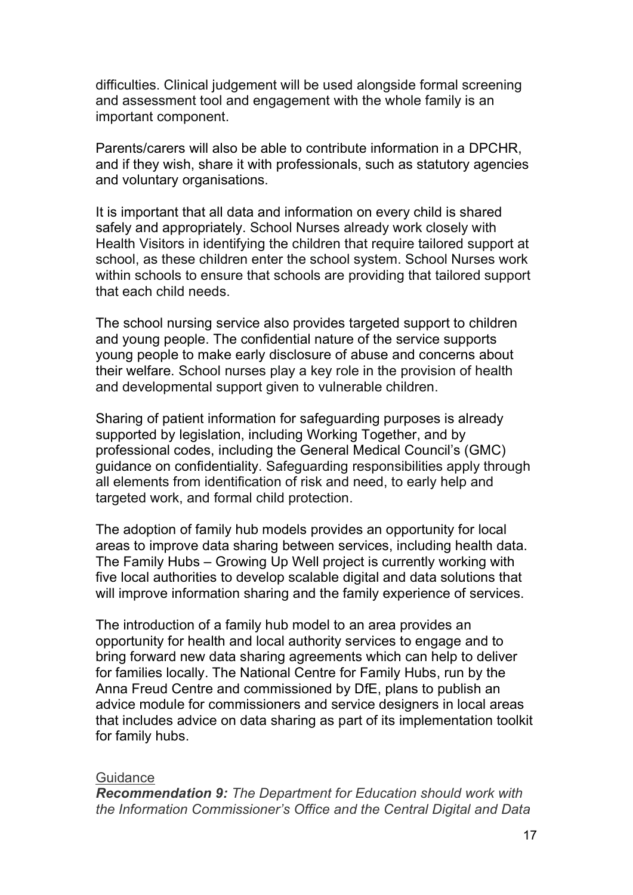difficulties. Clinical judgement will be used alongside formal screening and assessment tool and engagement with the whole family is an important component.

Parents/carers will also be able to contribute information in a DPCHR, and if they wish, share it with professionals, such as statutory agencies and voluntary organisations.

It is important that all data and information on every child is shared safely and appropriately. School Nurses already work closely with Health Visitors in identifying the children that require tailored support at school, as these children enter the school system. School Nurses work within schools to ensure that schools are providing that tailored support that each child needs.

The school nursing service also provides targeted support to children and young people. The confidential nature of the service supports young people to make early disclosure of abuse and concerns about their welfare. School nurses play a key role in the provision of health and developmental support given to vulnerable children.

Sharing of patient information for safeguarding purposes is already supported by legislation, including Working Together, and by professional codes, including the General Medical Council's (GMC) guidance on confidentiality. Safeguarding responsibilities apply through all elements from identification of risk and need, to early help and targeted work, and formal child protection.

The adoption of family hub models provides an opportunity for local areas to improve data sharing between services, including health data. The Family Hubs – Growing Up Well project is currently working with five local authorities to develop scalable digital and data solutions that will improve information sharing and the family experience of services.

The introduction of a family hub model to an area provides an opportunity for health and local authority services to engage and to bring forward new data sharing agreements which can help to deliver for families locally. The National Centre for Family Hubs, run by the Anna Freud Centre and commissioned by DfE, plans to publish an advice module for commissioners and service designers in local areas that includes advice on data sharing as part of its implementation toolkit for family hubs.

Guidance

***Recommendation 9:*** *The Department for Education should work with the Information Commissioner's Office and the Central Digital and Data*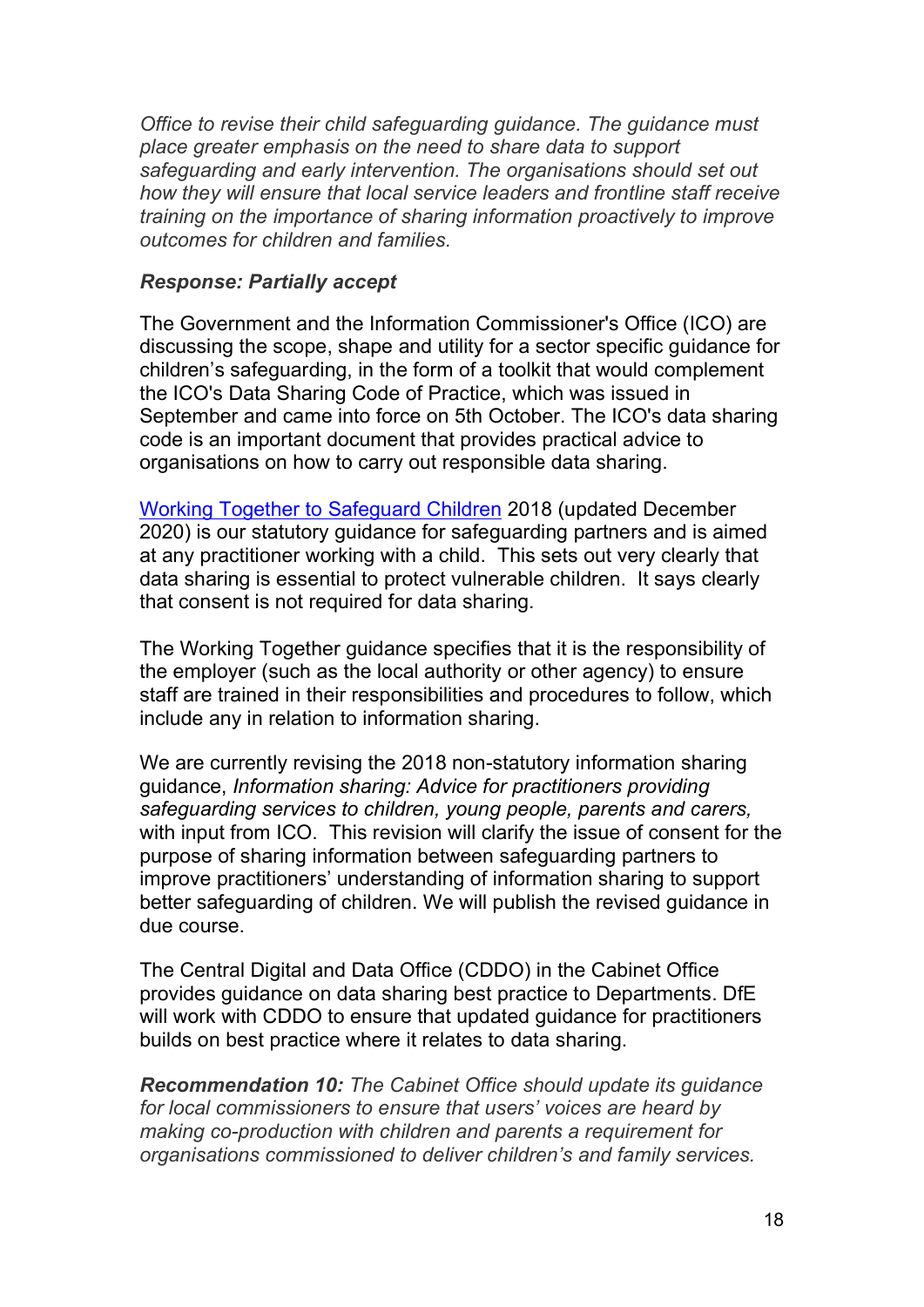*Office to revise their child safeguarding guidance. The guidance must place greater emphasis on the need to share data to support safeguarding and early intervention. The organisations should set out how they will ensure that local service leaders and frontline staff receive training on the importance of sharing information proactively to improve outcomes for children and families.*

***Response: Partially accept***

The Government and the Information Commissioner's Office (ICO) are discussing the scope, shape and utility for a sector specific guidance for children's safeguarding, in the form of a toolkit that would complement the ICO's Data Sharing Code of Practice, which was issued in September and came into force on 5th October. The ICO's data sharing code is an important document that provides practical advice to organisations on how to carry out responsible data sharing.

[Working Together to Safeguard Children](#) 2018 (updated December 2020) is our statutory guidance for safeguarding partners and is aimed at any practitioner working with a child. This sets out very clearly that data sharing is essential to protect vulnerable children. It says clearly that consent is not required for data sharing.

The Working Together guidance specifies that it is the responsibility of the employer (such as the local authority or other agency) to ensure staff are trained in their responsibilities and procedures to follow, which include any in relation to information sharing.

We are currently revising the 2018 non-statutory information sharing guidance, *Information sharing: Advice for practitioners providing safeguarding services to children, young people, parents and carers,* with input from ICO. This revision will clarify the issue of consent for the purpose of sharing information between safeguarding partners to improve practitioners' understanding of information sharing to support better safeguarding of children. We will publish the revised guidance in due course.

The Central Digital and Data Office (CDDO) in the Cabinet Office provides guidance on data sharing best practice to Departments. DfE will work with CDDO to ensure that updated guidance for practitioners builds on best practice where it relates to data sharing.

***Recommendation 10:*** *The Cabinet Office should update its guidance for local commissioners to ensure that users' voices are heard by making co-production with children and parents a requirement for organisations commissioned to deliver children's and family services.*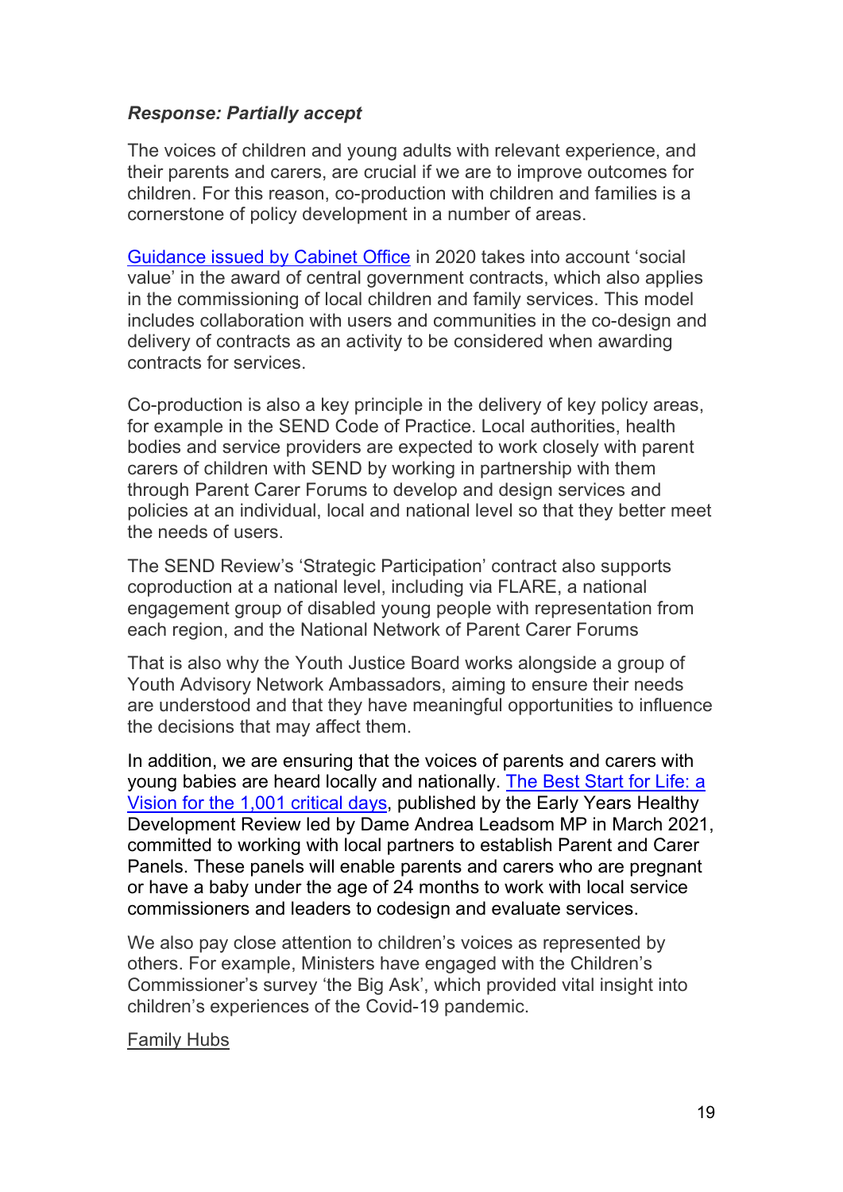***Response: Partially accept***

The voices of children and young adults with relevant experience, and their parents and carers, are crucial if we are to improve outcomes for children. For this reason, co-production with children and families is a cornerstone of policy development in a number of areas.

Guidance issued by Cabinet Office in 2020 takes into account 'social value' in the award of central government contracts, which also applies in the commissioning of local children and family services. This model includes collaboration with users and communities in the co-design and delivery of contracts as an activity to be considered when awarding contracts for services.

Co-production is also a key principle in the delivery of key policy areas, for example in the SEND Code of Practice. Local authorities, health bodies and service providers are expected to work closely with parent carers of children with SEND by working in partnership with them through Parent Carer Forums to develop and design services and policies at an individual, local and national level so that they better meet the needs of users.

The SEND Review's 'Strategic Participation' contract also supports coproduction at a national level, including via FLARE, a national engagement group of disabled young people with representation from each region, and the National Network of Parent Carer Forums

That is also why the Youth Justice Board works alongside a group of Youth Advisory Network Ambassadors, aiming to ensure their needs are understood and that they have meaningful opportunities to influence the decisions that may affect them.

In addition, we are ensuring that the voices of parents and carers with young babies are heard locally and nationally. The Best Start for Life: a Vision for the 1,001 critical days, published by the Early Years Healthy Development Review led by Dame Andrea Leadsom MP in March 2021, committed to working with local partners to establish Parent and Carer Panels. These panels will enable parents and carers who are pregnant or have a baby under the age of 24 months to work with local service commissioners and leaders to codesign and evaluate services.

We also pay close attention to children's voices as represented by others. For example, Ministers have engaged with the Children's Commissioner's survey 'the Big Ask', which provided vital insight into children's experiences of the Covid-19 pandemic.

Family Hubs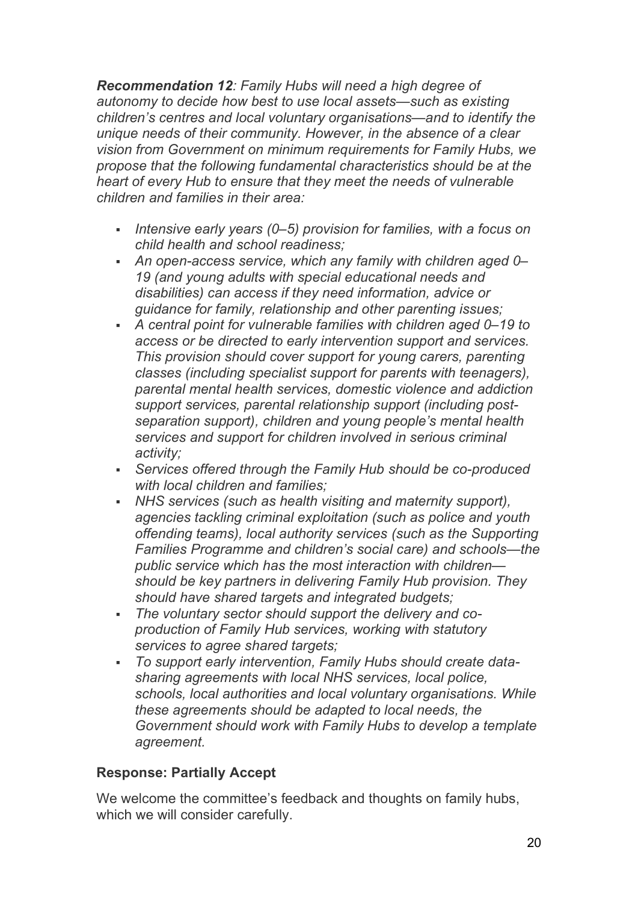***Recommendation 12****: Family Hubs will need a high degree of autonomy to decide how best to use local assets—such as existing children's centres and local voluntary organisations—and to identify the unique needs of their community. However, in the absence of a clear vision from Government on minimum requirements for Family Hubs, we propose that the following fundamental characteristics should be at the heart of every Hub to ensure that they meet the needs of vulnerable children and families in their area:*

- *Intensive early years (0–5) provision for families, with a focus on child health and school readiness;*
- *An open-access service, which any family with children aged 0–19 (and young adults with special educational needs and disabilities) can access if they need information, advice or guidance for family, relationship and other parenting issues;*
- *A central point for vulnerable families with children aged 0–19 to access or be directed to early intervention support and services. This provision should cover support for young carers, parenting classes (including specialist support for parents with teenagers), parental mental health services, domestic violence and addiction support services, parental relationship support (including post-separation support), children and young people's mental health services and support for children involved in serious criminal activity;*
- *Services offered through the Family Hub should be co-produced with local children and families;*
- *NHS services (such as health visiting and maternity support), agencies tackling criminal exploitation (such as police and youth offending teams), local authority services (such as the Supporting Families Programme and children's social care) and schools—the public service which has the most interaction with children—should be key partners in delivering Family Hub provision. They should have shared targets and integrated budgets;*
- *The voluntary sector should support the delivery and co-production of Family Hub services, working with statutory services to agree shared targets;*
- *To support early intervention, Family Hubs should create data-sharing agreements with local NHS services, local police, schools, local authorities and local voluntary organisations. While these agreements should be adapted to local needs, the Government should work with Family Hubs to develop a template agreement.*

**Response: Partially Accept**

We welcome the committee's feedback and thoughts on family hubs, which we will consider carefully.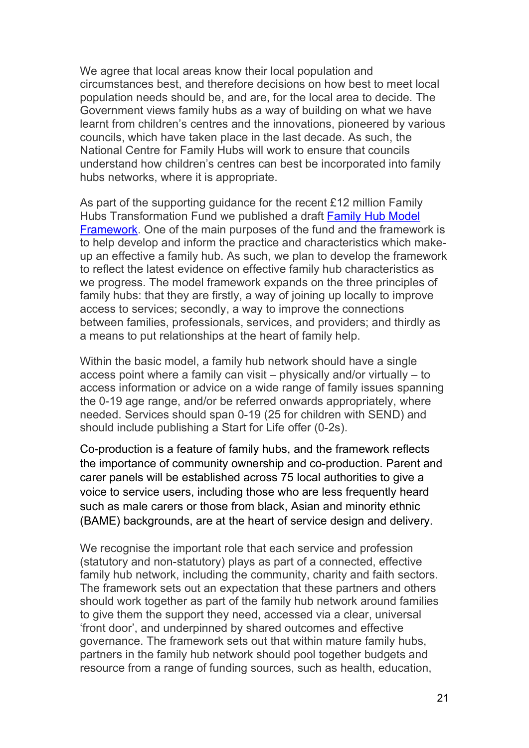We agree that local areas know their local population and circumstances best, and therefore decisions on how best to meet local population needs should be, and are, for the local area to decide. The Government views family hubs as a way of building on what we have learnt from children's centres and the innovations, pioneered by various councils, which have taken place in the last decade. As such, the National Centre for Family Hubs will work to ensure that councils understand how children's centres can best be incorporated into family hubs networks, where it is appropriate.

As part of the supporting guidance for the recent £12 million Family Hubs Transformation Fund we published a draft [Family Hub Model Framework](). One of the main purposes of the fund and the framework is to help develop and inform the practice and characteristics which make-up an effective a family hub. As such, we plan to develop the framework to reflect the latest evidence on effective family hub characteristics as we progress. The model framework expands on the three principles of family hubs: that they are firstly, a way of joining up locally to improve access to services; secondly, a way to improve the connections between families, professionals, services, and providers; and thirdly as a means to put relationships at the heart of family help.

Within the basic model, a family hub network should have a single access point where a family can visit – physically and/or virtually – to access information or advice on a wide range of family issues spanning the 0-19 age range, and/or be referred onwards appropriately, where needed. Services should span 0-19 (25 for children with SEND) and should include publishing a Start for Life offer (0-2s).

Co-production is a feature of family hubs, and the framework reflects the importance of community ownership and co-production. Parent and carer panels will be established across 75 local authorities to give a voice to service users, including those who are less frequently heard such as male carers or those from black, Asian and minority ethnic (BAME) backgrounds, are at the heart of service design and delivery.

We recognise the important role that each service and profession (statutory and non-statutory) plays as part of a connected, effective family hub network, including the community, charity and faith sectors. The framework sets out an expectation that these partners and others should work together as part of the family hub network around families to give them the support they need, accessed via a clear, universal 'front door', and underpinned by shared outcomes and effective governance. The framework sets out that within mature family hubs, partners in the family hub network should pool together budgets and resource from a range of funding sources, such as health, education,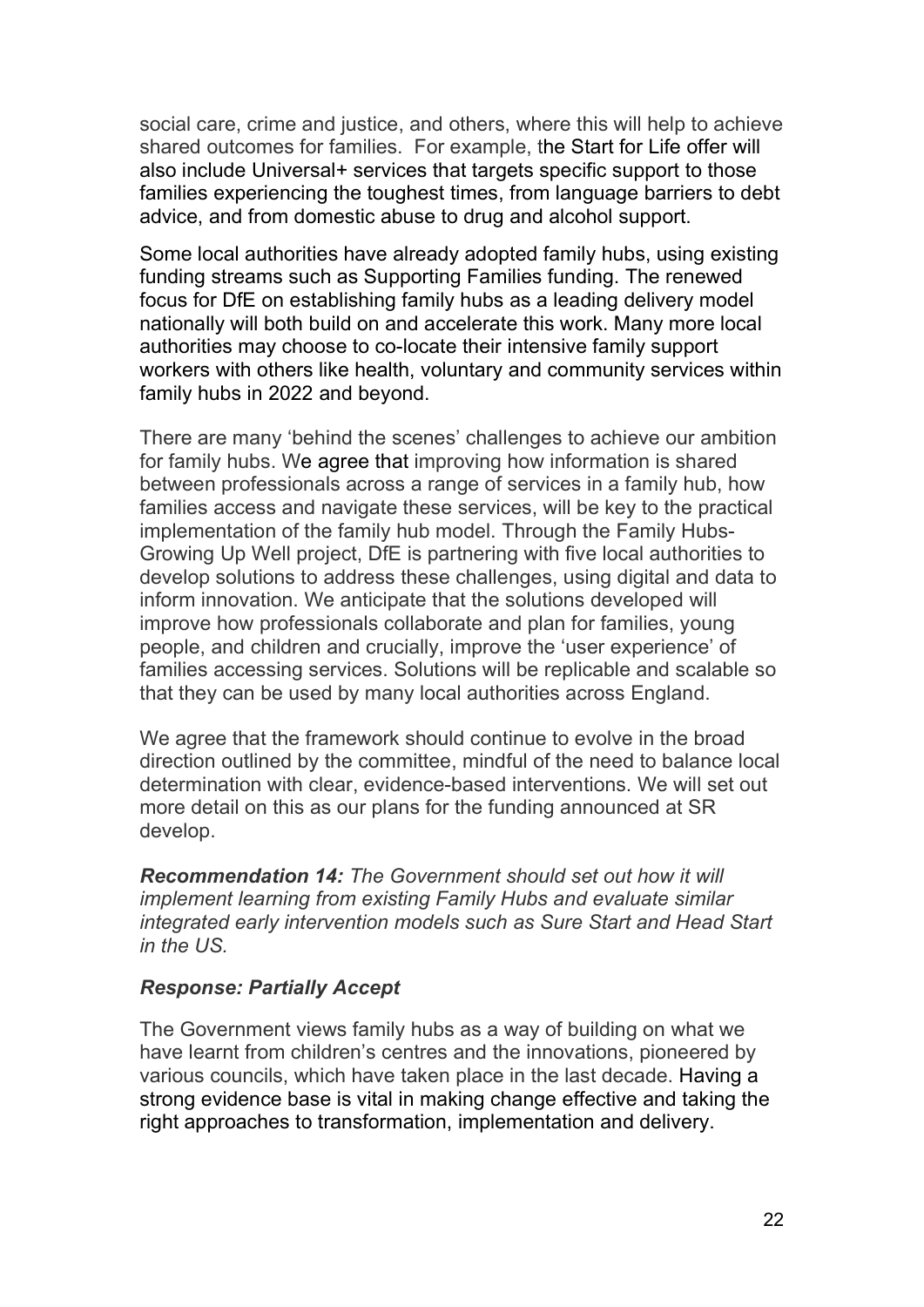social care, crime and justice, and others, where this will help to achieve shared outcomes for families. For example, the Start for Life offer will also include Universal+ services that targets specific support to those families experiencing the toughest times, from language barriers to debt advice, and from domestic abuse to drug and alcohol support.

Some local authorities have already adopted family hubs, using existing funding streams such as Supporting Families funding. The renewed focus for DfE on establishing family hubs as a leading delivery model nationally will both build on and accelerate this work. Many more local authorities may choose to co-locate their intensive family support workers with others like health, voluntary and community services within family hubs in 2022 and beyond.

There are many 'behind the scenes' challenges to achieve our ambition for family hubs. We agree that improving how information is shared between professionals across a range of services in a family hub, how families access and navigate these services, will be key to the practical implementation of the family hub model. Through the Family Hubs-Growing Up Well project, DfE is partnering with five local authorities to develop solutions to address these challenges, using digital and data to inform innovation. We anticipate that the solutions developed will improve how professionals collaborate and plan for families, young people, and children and crucially, improve the 'user experience' of families accessing services. Solutions will be replicable and scalable so that they can be used by many local authorities across England.

We agree that the framework should continue to evolve in the broad direction outlined by the committee, mindful of the need to balance local determination with clear, evidence-based interventions. We will set out more detail on this as our plans for the funding announced at SR develop.

***Recommendation 14:*** *The Government should set out how it will implement learning from existing Family Hubs and evaluate similar integrated early intervention models such as Sure Start and Head Start in the US.*

***Response: Partially Accept***

The Government views family hubs as a way of building on what we have learnt from children's centres and the innovations, pioneered by various councils, which have taken place in the last decade. Having a strong evidence base is vital in making change effective and taking the right approaches to transformation, implementation and delivery.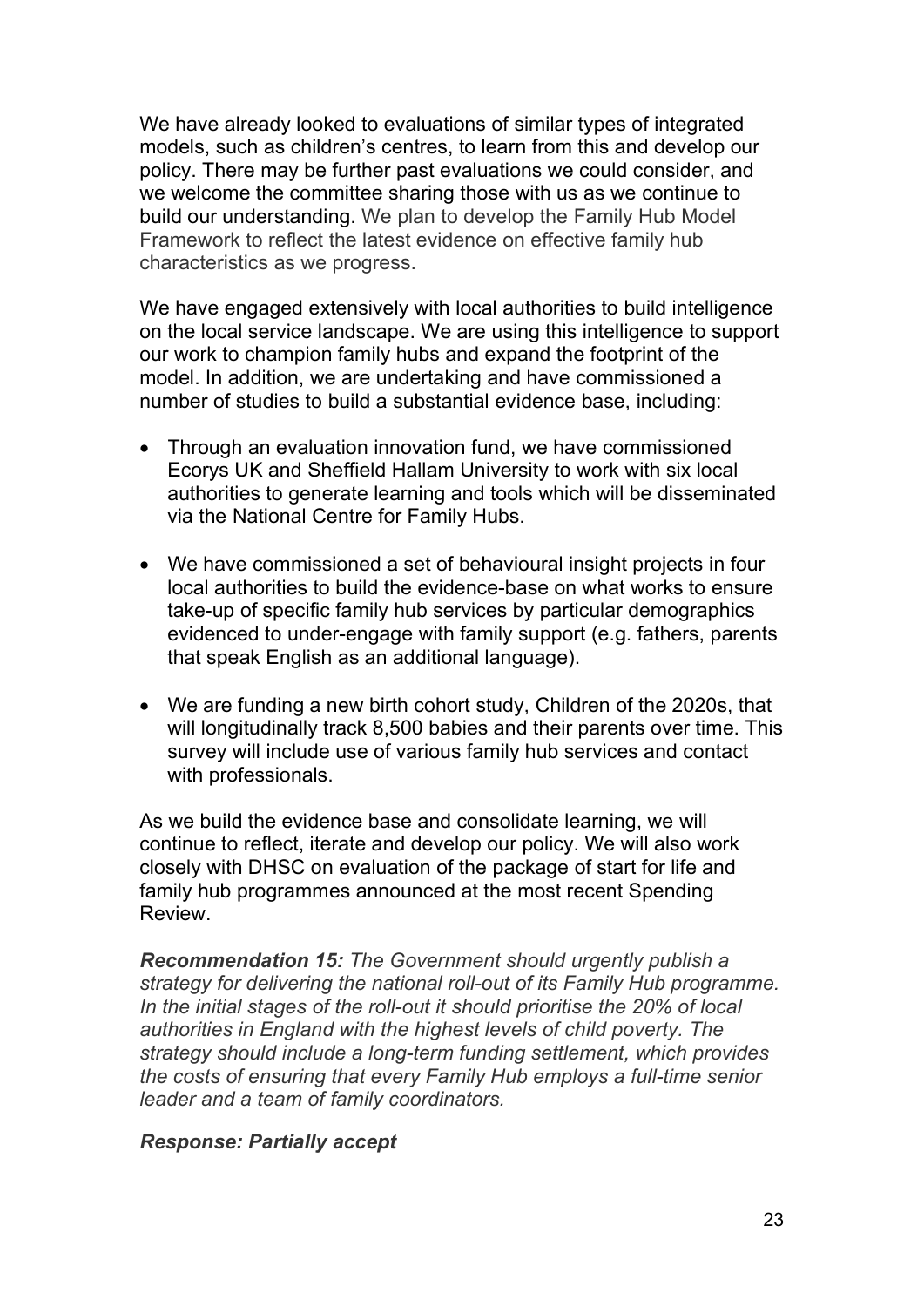We have already looked to evaluations of similar types of integrated models, such as children's centres, to learn from this and develop our policy. There may be further past evaluations we could consider, and we welcome the committee sharing those with us as we continue to build our understanding. We plan to develop the Family Hub Model Framework to reflect the latest evidence on effective family hub characteristics as we progress.

We have engaged extensively with local authorities to build intelligence on the local service landscape. We are using this intelligence to support our work to champion family hubs and expand the footprint of the model. In addition, we are undertaking and have commissioned a number of studies to build a substantial evidence base, including:

- Through an evaluation innovation fund, we have commissioned Ecorys UK and Sheffield Hallam University to work with six local authorities to generate learning and tools which will be disseminated via the National Centre for Family Hubs.

- We have commissioned a set of behavioural insight projects in four local authorities to build the evidence-base on what works to ensure take-up of specific family hub services by particular demographics evidenced to under-engage with family support (e.g. fathers, parents that speak English as an additional language).

- We are funding a new birth cohort study, Children of the 2020s, that will longitudinally track 8,500 babies and their parents over time. This survey will include use of various family hub services and contact with professionals.

As we build the evidence base and consolidate learning, we will continue to reflect, iterate and develop our policy. We will also work closely with DHSC on evaluation of the package of start for life and family hub programmes announced at the most recent Spending Review.

***Recommendation 15:*** *The Government should urgently publish a strategy for delivering the national roll-out of its Family Hub programme. In the initial stages of the roll-out it should prioritise the 20% of local authorities in England with the highest levels of child poverty. The strategy should include a long-term funding settlement, which provides the costs of ensuring that every Family Hub employs a full-time senior leader and a team of family coordinators.*

***Response: Partially accept***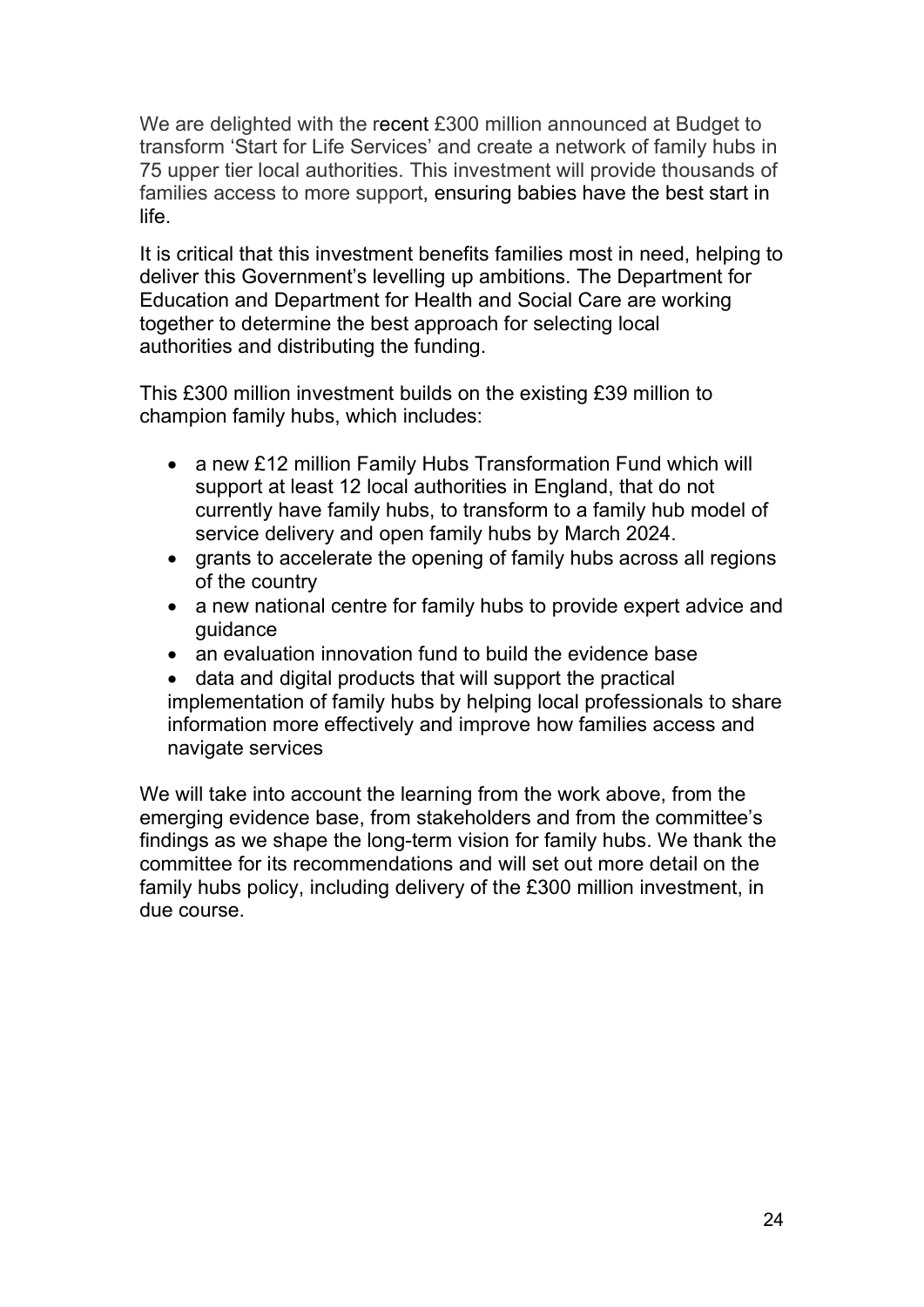We are delighted with the recent £300 million announced at Budget to transform 'Start for Life Services' and create a network of family hubs in 75 upper tier local authorities. This investment will provide thousands of families access to more support, ensuring babies have the best start in life.

It is critical that this investment benefits families most in need, helping to deliver this Government's levelling up ambitions. The Department for Education and Department for Health and Social Care are working together to determine the best approach for selecting local authorities and distributing the funding.

This £300 million investment builds on the existing £39 million to champion family hubs, which includes:

- a new £12 million Family Hubs Transformation Fund which will support at least 12 local authorities in England, that do not currently have family hubs, to transform to a family hub model of service delivery and open family hubs by March 2024.
- grants to accelerate the opening of family hubs across all regions of the country
- a new national centre for family hubs to provide expert advice and guidance
- an evaluation innovation fund to build the evidence base
- data and digital products that will support the practical implementation of family hubs by helping local professionals to share information more effectively and improve how families access and navigate services

We will take into account the learning from the work above, from the emerging evidence base, from stakeholders and from the committee's findings as we shape the long-term vision for family hubs. We thank the committee for its recommendations and will set out more detail on the family hubs policy, including delivery of the £300 million investment, in due course.